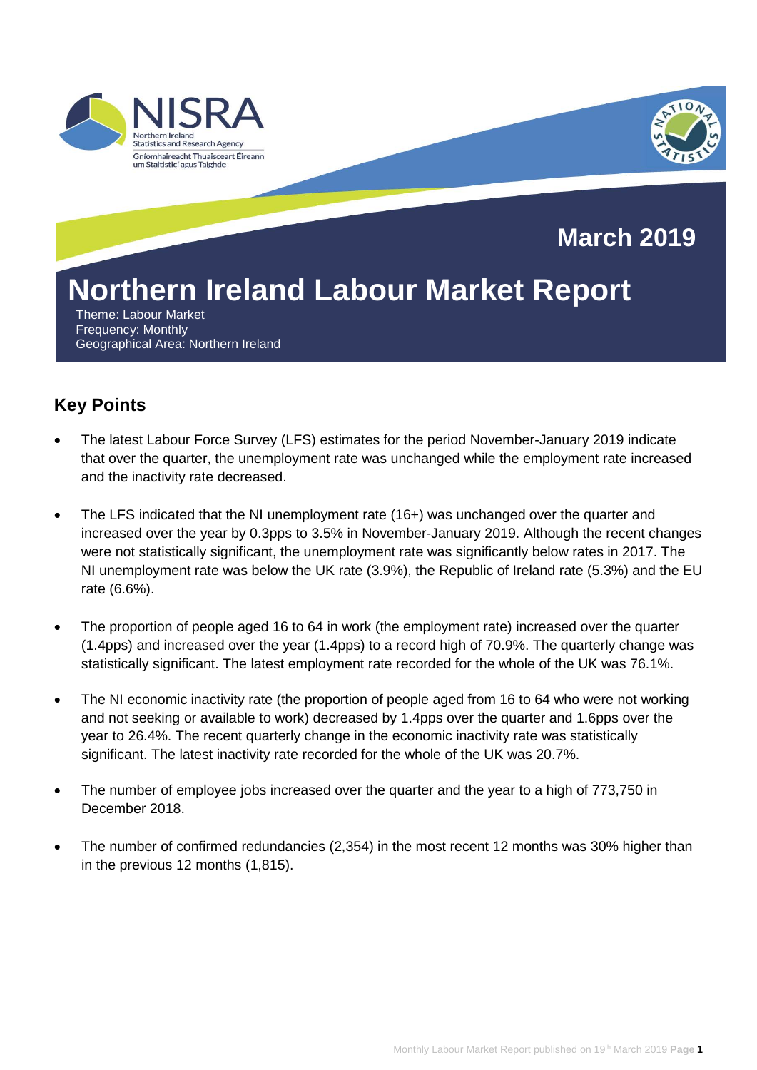# Northern Ireland Labour Market Report

**March 2019**

Theme: Labour Market
Frequency: Monthly
Geographical Area: Northern Ireland

## Key Points

- The latest Labour Force Survey (LFS) estimates for the period November-January 2019 indicate that over the quarter, the unemployment rate was unchanged while the employment rate increased and the inactivity rate decreased.

- The LFS indicated that the NI unemployment rate (16+) was unchanged over the quarter and increased over the year by 0.3pps to 3.5% in November-January 2019. Although the recent changes were not statistically significant, the unemployment rate was significantly below rates in 2017. The NI unemployment rate was below the UK rate (3.9%), the Republic of Ireland rate (5.3%) and the EU rate (6.6%).

- The proportion of people aged 16 to 64 in work (the employment rate) increased over the quarter (1.4pps) and increased over the year (1.4pps) to a record high of 70.9%. The quarterly change was statistically significant. The latest employment rate recorded for the whole of the UK was 76.1%.

- The NI economic inactivity rate (the proportion of people aged from 16 to 64 who were not working and not seeking or available to work) decreased by 1.4pps over the quarter and 1.6pps over the year to 26.4%. The recent quarterly change in the economic inactivity rate was statistically significant. The latest inactivity rate recorded for the whole of the UK was 20.7%.

- The number of employee jobs increased over the quarter and the year to a high of 773,750 in December 2018.

- The number of confirmed redundancies (2,354) in the most recent 12 months was 30% higher than in the previous 12 months (1,815).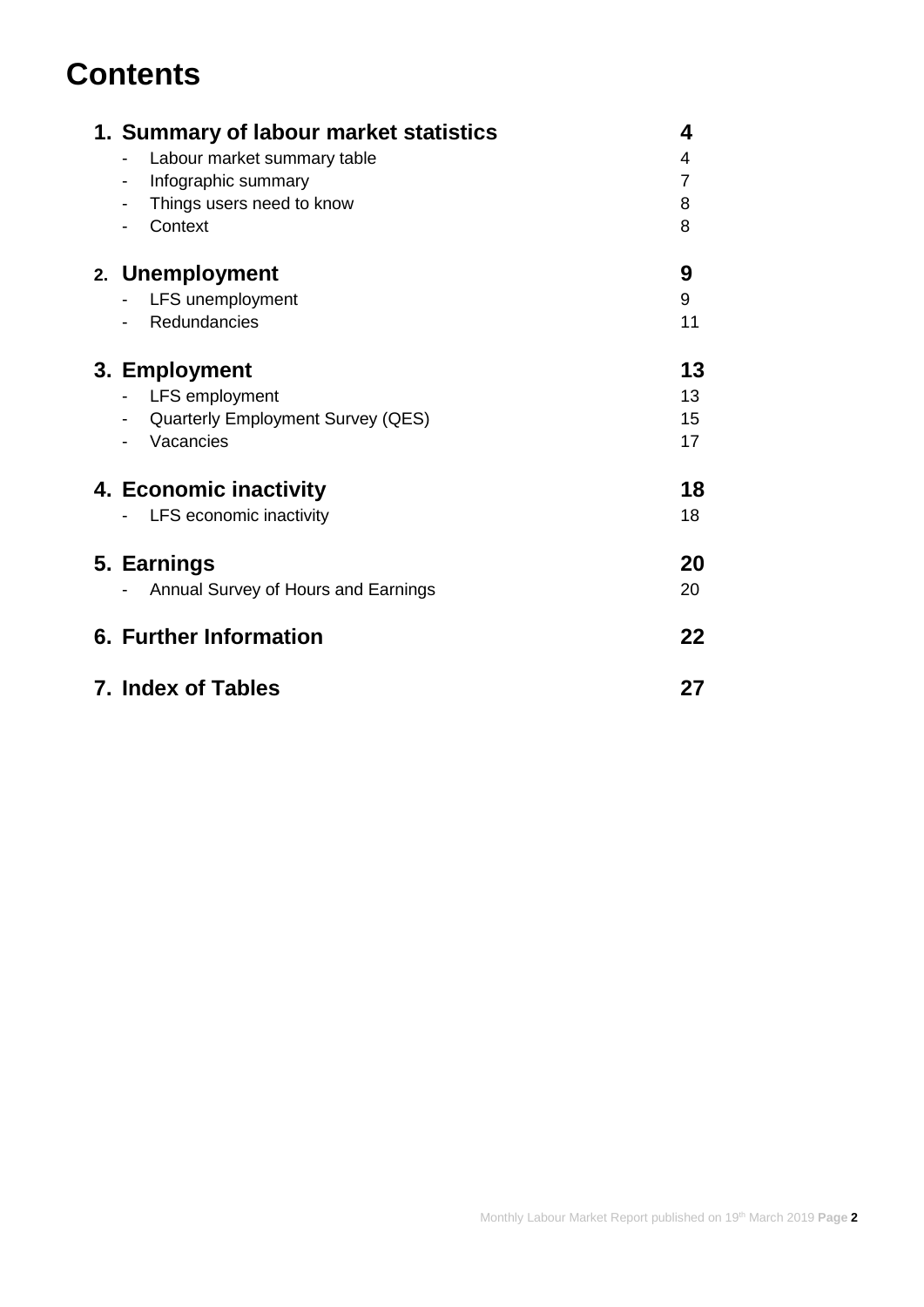# Contents

| | |
|---|---|
| **1. Summary of labour market statistics** | **4** |
| - Labour market summary table | 4 |
| - Infographic summary | 7 |
| - Things users need to know | 8 |
| - Context | 8 |
| **2. Unemployment** | **9** |
| - LFS unemployment | 9 |
| - Redundancies | 11 |
| **3. Employment** | **13** |
| - LFS employment | 13 |
| - Quarterly Employment Survey (QES) | 15 |
| - Vacancies | 17 |
| **4. Economic inactivity** | **18** |
| - LFS economic inactivity | 18 |
| **5. Earnings** | **20** |
| - Annual Survey of Hours and Earnings | 20 |
| **6. Further Information** | **22** |
| **7. Index of Tables** | **27** |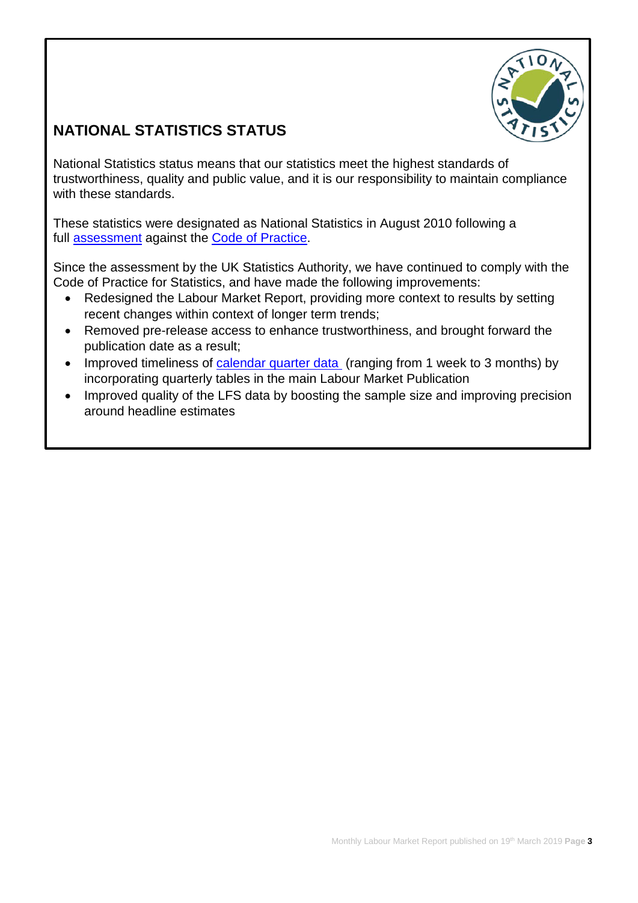## NATIONAL STATISTICS STATUS

National Statistics status means that our statistics meet the highest standards of trustworthiness, quality and public value, and it is our responsibility to maintain compliance with these standards.

These statistics were designated as National Statistics in August 2010 following a full assessment against the Code of Practice.

Since the assessment by the UK Statistics Authority, we have continued to comply with the Code of Practice for Statistics, and have made the following improvements:

- Redesigned the Labour Market Report, providing more context to results by setting recent changes within context of longer term trends;
- Removed pre-release access to enhance trustworthiness, and brought forward the publication date as a result;
- Improved timeliness of calendar quarter data (ranging from 1 week to 3 months) by incorporating quarterly tables in the main Labour Market Publication
- Improved quality of the LFS data by boosting the sample size and improving precision around headline estimates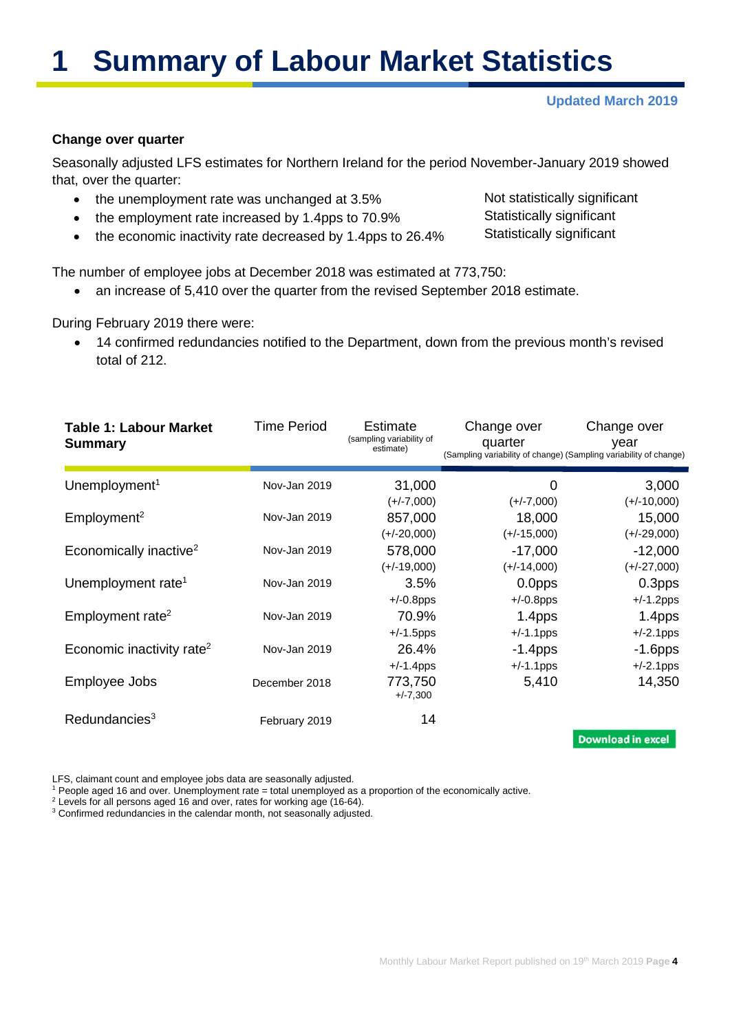# 1 Summary of Labour Market Statistics

**Updated March 2019**

### Change over quarter

Seasonally adjusted LFS estimates for Northern Ireland for the period November-January 2019 showed that, over the quarter:

- the unemployment rate was unchanged at 3.5% — Not statistically significant
- the employment rate increased by 1.4pps to 70.9% — Statistically significant
- the economic inactivity rate decreased by 1.4pps to 26.4% — Statistically significant

The number of employee jobs at December 2018 was estimated at 773,750:

- an increase of 5,410 over the quarter from the revised September 2018 estimate.

During February 2019 there were:

- 14 confirmed redundancies notified to the Department, down from the previous month's revised total of 212.

| **Table 1: Labour Market Summary** | Time Period | Estimate (sampling variability of estimate) | Change over quarter (Sampling variability of change) | Change over year (Sampling variability of change) |
|---|---|---|---|---|
| Unemployment[1] | Nov-Jan 2019 | 31,000 (+/-7,000) | 0 (+/-7,000) | 3,000 (+/-10,000) |
| Employment[2] | Nov-Jan 2019 | 857,000 (+/-20,000) | 18,000 (+/-15,000) | 15,000 (+/-29,000) |
| Economically inactive[2] | Nov-Jan 2019 | 578,000 (+/-19,000) | -17,000 (+/-14,000) | -12,000 (+/-27,000) |
| Unemployment rate[1] | Nov-Jan 2019 | 3.5% +/-0.8pps | 0.0pps +/-0.8pps | 0.3pps +/-1.2pps |
| Employment rate[2] | Nov-Jan 2019 | 70.9% +/-1.5pps | 1.4pps +/-1.1pps | 1.4pps +/-2.1pps |
| Economic inactivity rate[2] | Nov-Jan 2019 | 26.4% +/-1.4pps | -1.4pps +/-1.1pps | -1.6pps +/-2.1pps |
| Employee Jobs | December 2018 | 773,750 +/-7,300 | 5,410 | 14,350 |
| Redundancies[3] | February 2019 | 14 | | |

Download in excel

LFS, claimant count and employee jobs data are seasonally adjusted.
[1] People aged 16 and over. Unemployment rate = total unemployed as a proportion of the economically active.
[2] Levels for all persons aged 16 and over, rates for working age (16-64).
[3] Confirmed redundancies in the calendar month, not seasonally adjusted.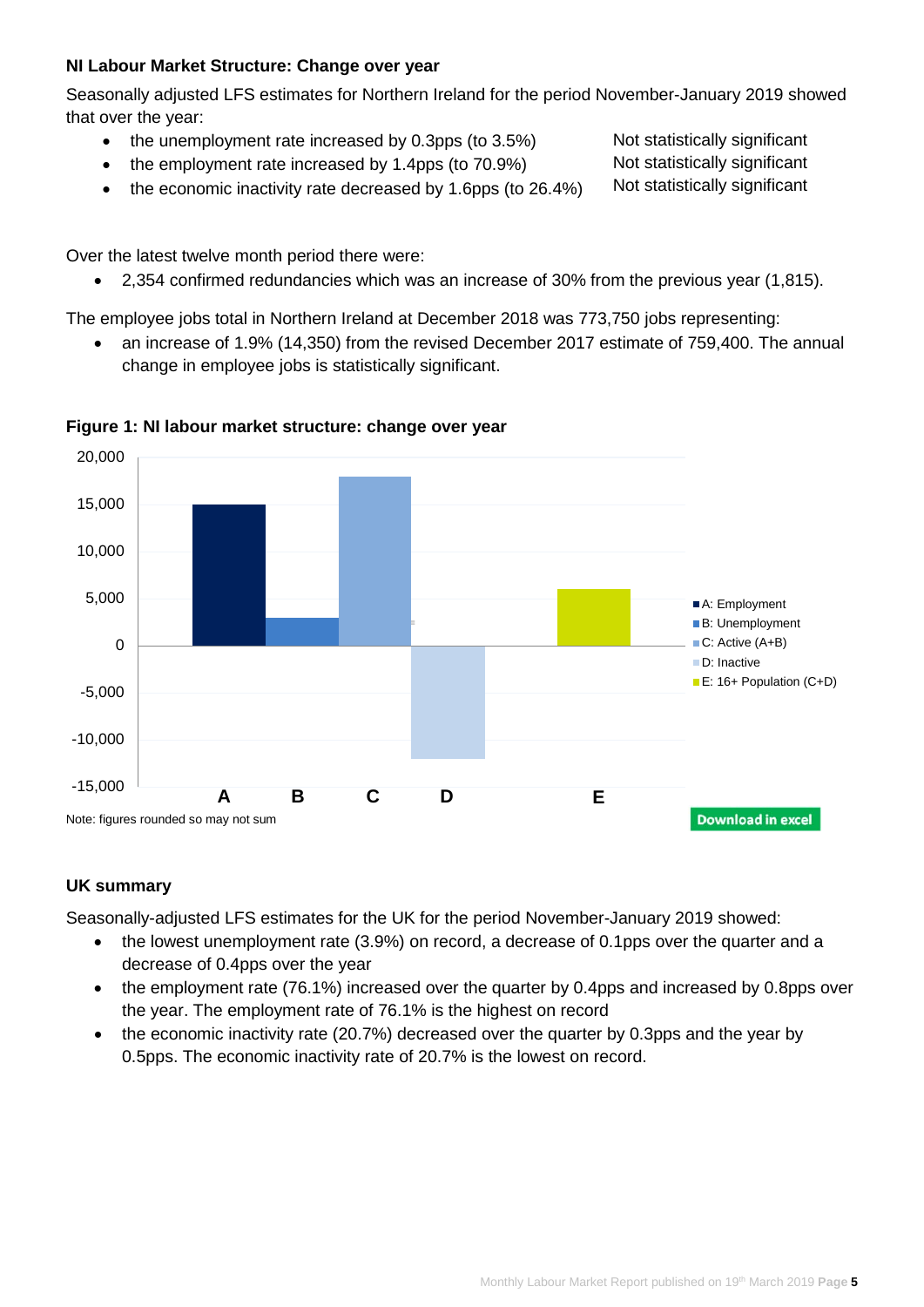### NI Labour Market Structure: Change over year

Seasonally adjusted LFS estimates for Northern Ireland for the period November-January 2019 showed that over the year:

- the unemployment rate increased by 0.3pps (to 3.5%) — Not statistically significant
- the employment rate increased by 1.4pps (to 70.9%) — Not statistically significant
- the economic inactivity rate decreased by 1.6pps (to 26.4%) — Not statistically significant

Over the latest twelve month period there were:

- 2,354 confirmed redundancies which was an increase of 30% from the previous year (1,815).

The employee jobs total in Northern Ireland at December 2018 was 773,750 jobs representing:

- an increase of 1.9% (14,350) from the revised December 2017 estimate of 759,400. The annual change in employee jobs is statistically significant.

**Figure 1: NI labour market structure: change over year**

Note: figures rounded so may not sum

Download in excel

### UK summary

Seasonally-adjusted LFS estimates for the UK for the period November-January 2019 showed:

- the lowest unemployment rate (3.9%) on record, a decrease of 0.1pps over the quarter and a decrease of 0.4pps over the year
- the employment rate (76.1%) increased over the quarter by 0.4pps and increased by 0.8pps over the year. The employment rate of 76.1% is the highest on record
- the economic inactivity rate (20.7%) decreased over the quarter by 0.3pps and the year by 0.5pps. The economic inactivity rate of 20.7% is the lowest on record.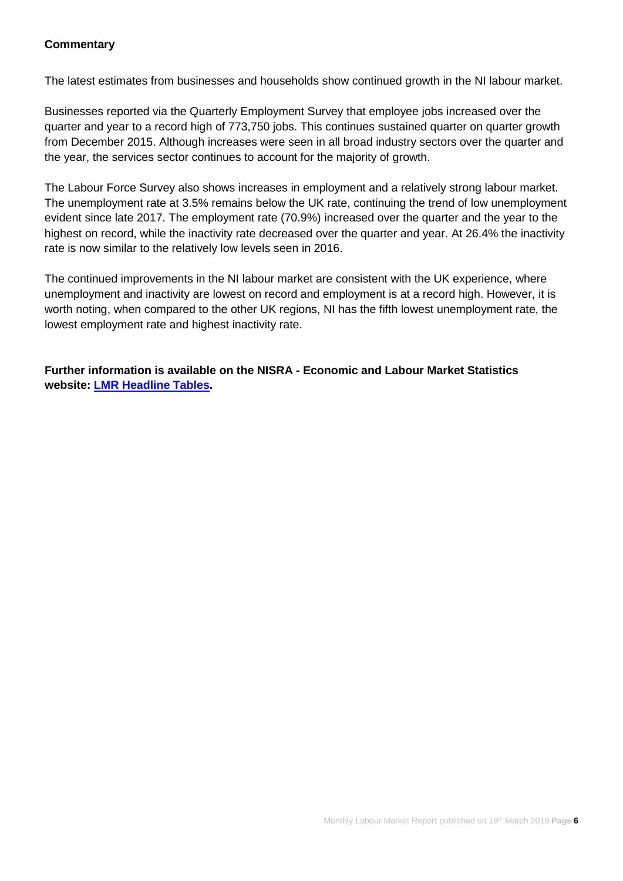**Commentary**

The latest estimates from businesses and households show continued growth in the NI labour market.

Businesses reported via the Quarterly Employment Survey that employee jobs increased over the quarter and year to a record high of 773,750 jobs. This continues sustained quarter on quarter growth from December 2015. Although increases were seen in all broad industry sectors over the quarter and the year, the services sector continues to account for the majority of growth.

The Labour Force Survey also shows increases in employment and a relatively strong labour market. The unemployment rate at 3.5% remains below the UK rate, continuing the trend of low unemployment evident since late 2017. The employment rate (70.9%) increased over the quarter and the year to the highest on record, while the inactivity rate decreased over the quarter and year. At 26.4% the inactivity rate is now similar to the relatively low levels seen in 2016.

The continued improvements in the NI labour market are consistent with the UK experience, where unemployment and inactivity are lowest on record and employment is at a record high. However, it is worth noting, when compared to the other UK regions, NI has the fifth lowest unemployment rate, the lowest employment rate and highest inactivity rate.

**Further information is available on the NISRA - Economic and Labour Market Statistics website: LMR Headline Tables.**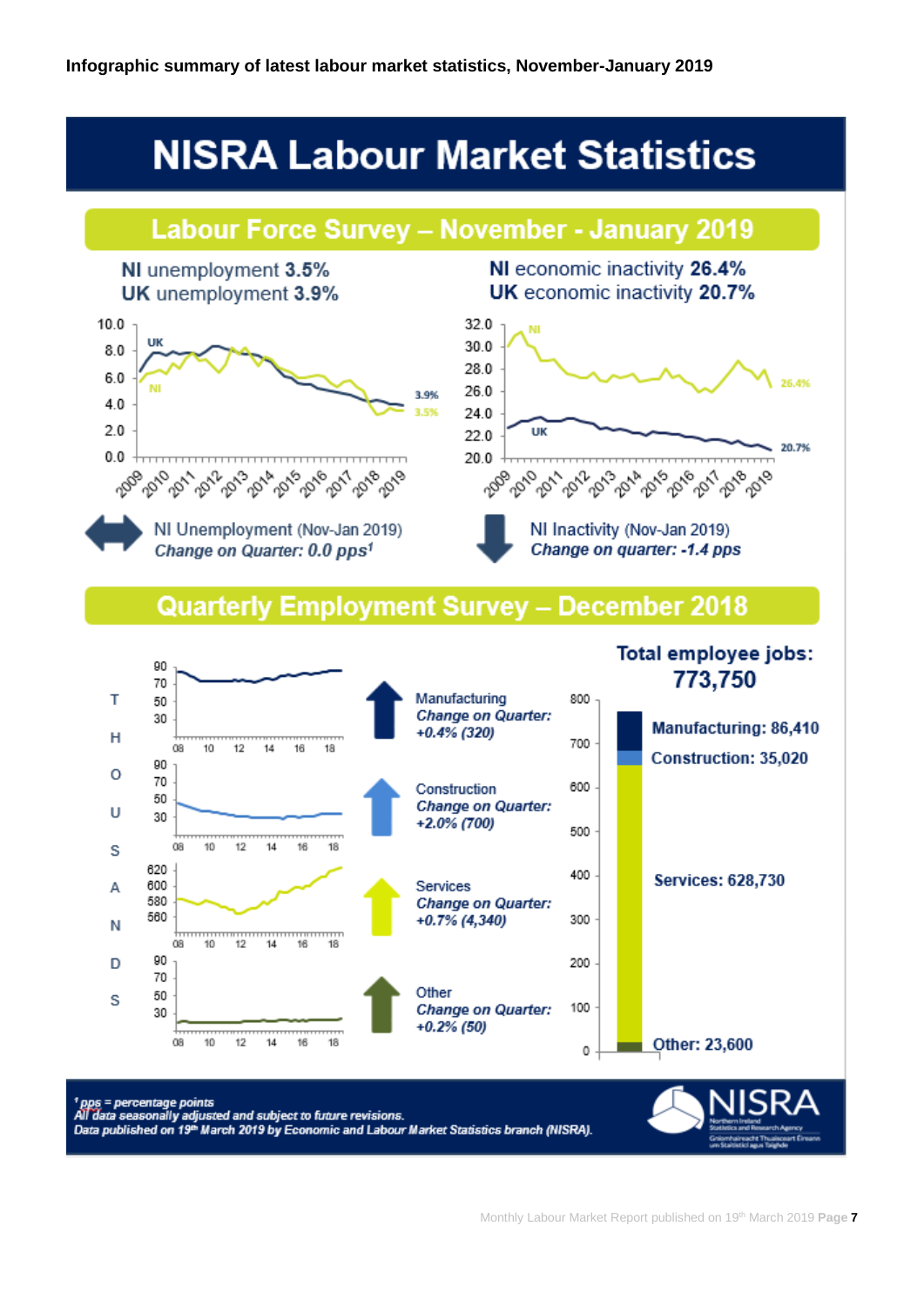**Infographic summary of latest labour market statistics, November-January 2019**

# NISRA Labour Market Statistics

## Labour Force Survey – November - January 2019

NI unemployment **3.5%**
UK unemployment **3.9%**

NI economic inactivity **26.4%**
UK economic inactivity **20.7%**

NI Unemployment (Nov-Jan 2019)
*Change on Quarter: 0.0 pps[1]*

NI Inactivity (Nov-Jan 2019)
*Change on quarter: -1.4 pps*

## Quarterly Employment Survey – December 2018

Manufacturing
*Change on Quarter: +0.4% (320)*

Construction
*Change on Quarter: +2.0% (700)*

Services
*Change on Quarter: +0.7% (4,340)*

Other
*Change on Quarter: +0.2% (50)*

**Total employee jobs: 773,750**

**Manufacturing: 86,410**
**Construction: 35,020**
**Services: 628,730**
**Other: 23,600**

*[1] pps = percentage points*
*All data seasonally adjusted and subject to future revisions.*
*Data published on 19th March 2019 by Economic and Labour Market Statistics branch (NISRA).*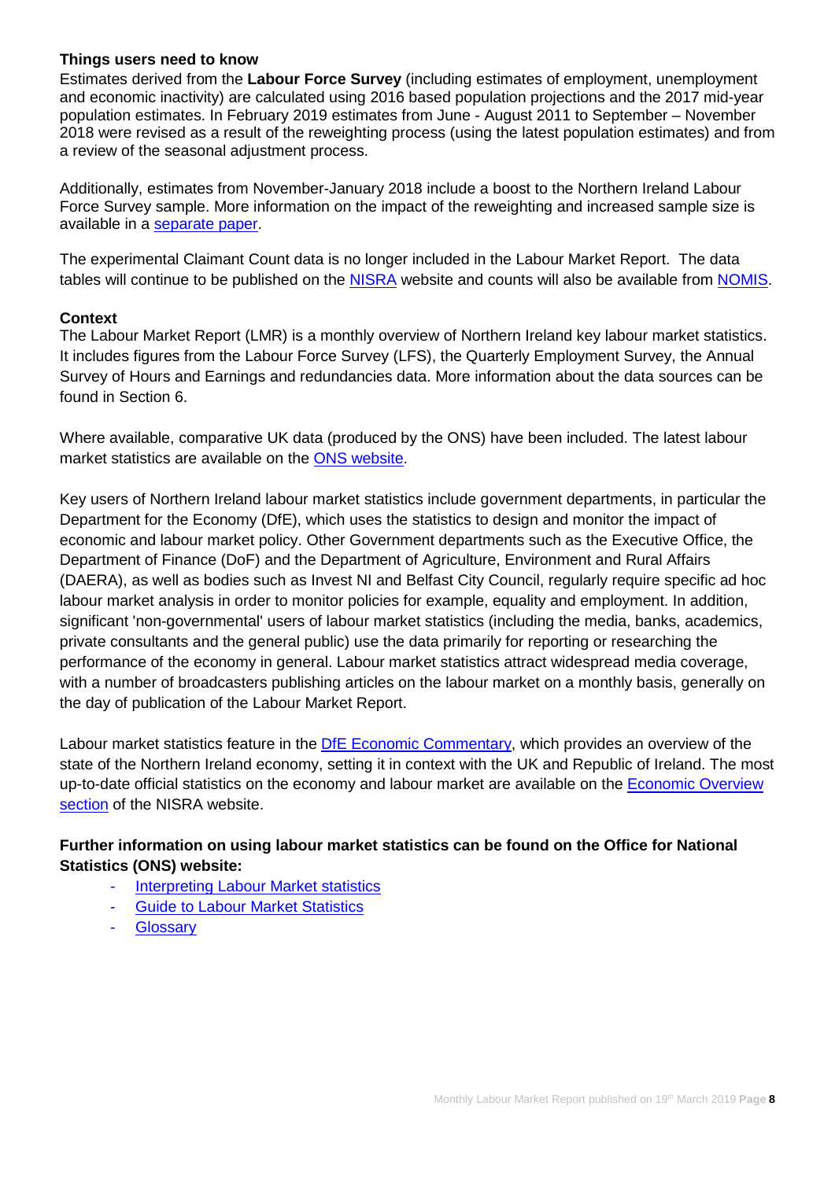**Things users need to know**

Estimates derived from the **Labour Force Survey** (including estimates of employment, unemployment and economic inactivity) are calculated using 2016 based population projections and the 2017 mid-year population estimates. In February 2019 estimates from June - August 2011 to September – November 2018 were revised as a result of the reweighting process (using the latest population estimates) and from a review of the seasonal adjustment process.

Additionally, estimates from November-January 2018 include a boost to the Northern Ireland Labour Force Survey sample. More information on the impact of the reweighting and increased sample size is available in a separate paper.

The experimental Claimant Count data is no longer included in the Labour Market Report. The data tables will continue to be published on the NISRA website and counts will also be available from NOMIS.

**Context**

The Labour Market Report (LMR) is a monthly overview of Northern Ireland key labour market statistics. It includes figures from the Labour Force Survey (LFS), the Quarterly Employment Survey, the Annual Survey of Hours and Earnings and redundancies data. More information about the data sources can be found in Section 6.

Where available, comparative UK data (produced by the ONS) have been included. The latest labour market statistics are available on the ONS website.

Key users of Northern Ireland labour market statistics include government departments, in particular the Department for the Economy (DfE), which uses the statistics to design and monitor the impact of economic and labour market policy. Other Government departments such as the Executive Office, the Department of Finance (DoF) and the Department of Agriculture, Environment and Rural Affairs (DAERA), as well as bodies such as Invest NI and Belfast City Council, regularly require specific ad hoc labour market analysis in order to monitor policies for example, equality and employment. In addition, significant 'non-governmental' users of labour market statistics (including the media, banks, academics, private consultants and the general public) use the data primarily for reporting or researching the performance of the economy in general. Labour market statistics attract widespread media coverage, with a number of broadcasters publishing articles on the labour market on a monthly basis, generally on the day of publication of the Labour Market Report.

Labour market statistics feature in the DfE Economic Commentary, which provides an overview of the state of the Northern Ireland economy, setting it in context with the UK and Republic of Ireland. The most up-to-date official statistics on the economy and labour market are available on the Economic Overview section of the NISRA website.

**Further information on using labour market statistics can be found on the Office for National Statistics (ONS) website:**

- Interpreting Labour Market statistics
- Guide to Labour Market Statistics
- Glossary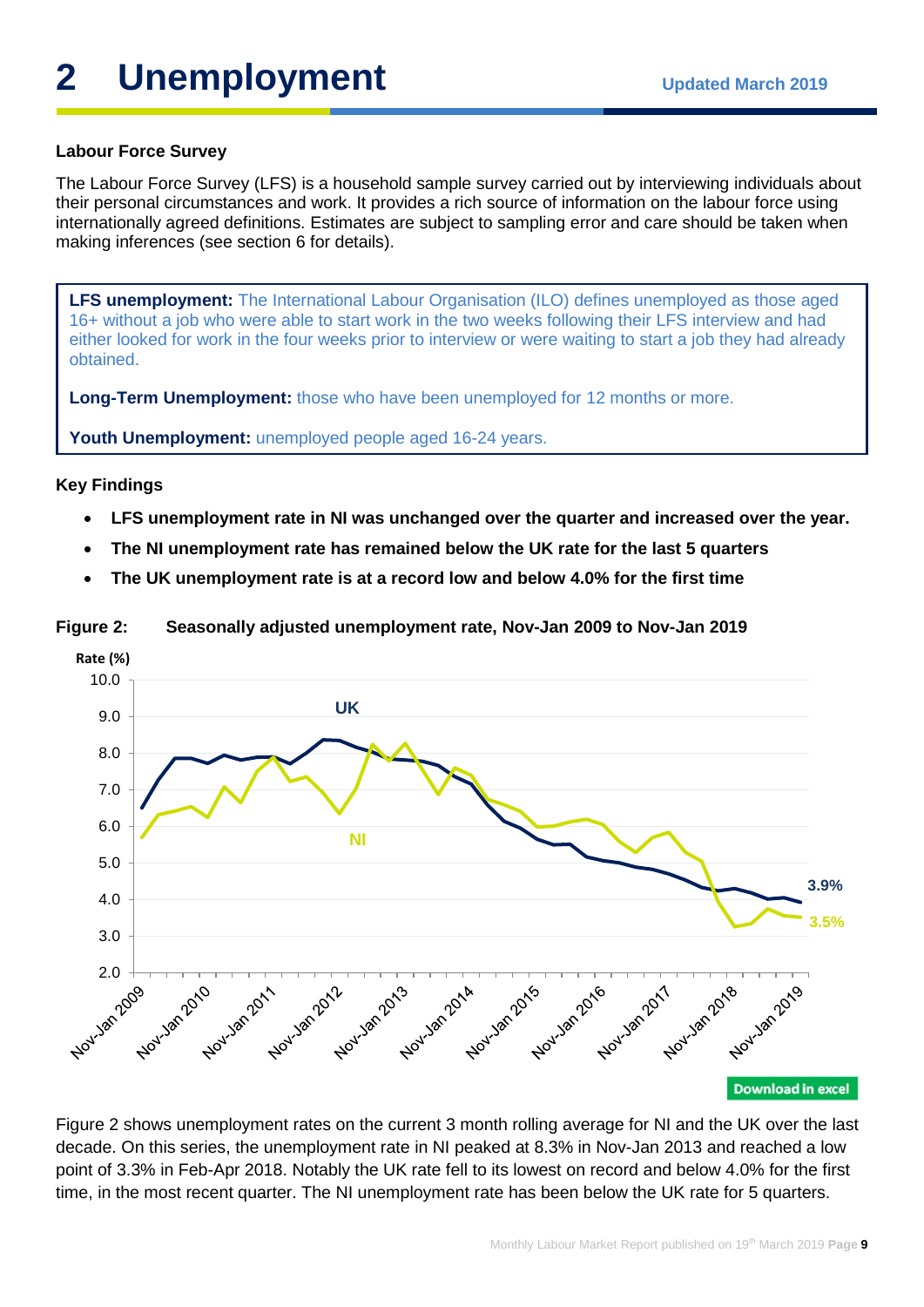# 2 Unemployment

Updated March 2019

**Labour Force Survey**

The Labour Force Survey (LFS) is a household sample survey carried out by interviewing individuals about their personal circumstances and work. It provides a rich source of information on the labour force using internationally agreed definitions. Estimates are subject to sampling error and care should be taken when making inferences (see section 6 for details).

> **LFS unemployment:** The International Labour Organisation (ILO) defines unemployed as those aged 16+ without a job who were able to start work in the two weeks following their LFS interview and had either looked for work in the four weeks prior to interview or were waiting to start a job they had already obtained.
>
> **Long-Term Unemployment:** those who have been unemployed for 12 months or more.
>
> **Youth Unemployment:** unemployed people aged 16-24 years.

**Key Findings**

- **LFS unemployment rate in NI was unchanged over the quarter and increased over the year.**
- **The NI unemployment rate has remained below the UK rate for the last 5 quarters**
- **The UK unemployment rate is at a record low and below 4.0% for the first time**

**Figure 2: Seasonally adjusted unemployment rate, Nov-Jan 2009 to Nov-Jan 2019**

Download in excel

Figure 2 shows unemployment rates on the current 3 month rolling average for NI and the UK over the last decade. On this series, the unemployment rate in NI peaked at 8.3% in Nov-Jan 2013 and reached a low point of 3.3% in Feb-Apr 2018. Notably the UK rate fell to its lowest on record and below 4.0% for the first time, in the most recent quarter. The NI unemployment rate has been below the UK rate for 5 quarters.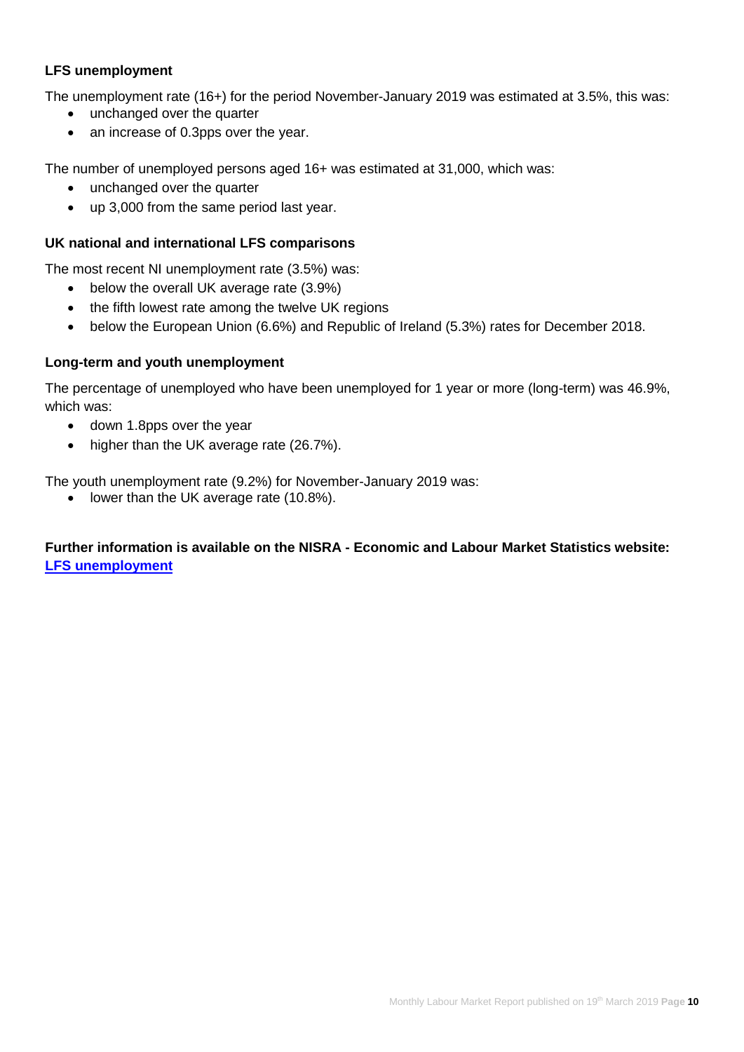### LFS unemployment

The unemployment rate (16+) for the period November-January 2019 was estimated at 3.5%, this was:

- unchanged over the quarter
- an increase of 0.3pps over the year.

The number of unemployed persons aged 16+ was estimated at 31,000, which was:

- unchanged over the quarter
- up 3,000 from the same period last year.

### UK national and international LFS comparisons

The most recent NI unemployment rate (3.5%) was:

- below the overall UK average rate (3.9%)
- the fifth lowest rate among the twelve UK regions
- below the European Union (6.6%) and Republic of Ireland (5.3%) rates for December 2018.

### Long-term and youth unemployment

The percentage of unemployed who have been unemployed for 1 year or more (long-term) was 46.9%, which was:

- down 1.8pps over the year
- higher than the UK average rate (26.7%).

The youth unemployment rate (9.2%) for November-January 2019 was:

- lower than the UK average rate (10.8%).

**Further information is available on the NISRA - Economic and Labour Market Statistics website: [LFS unemployment]**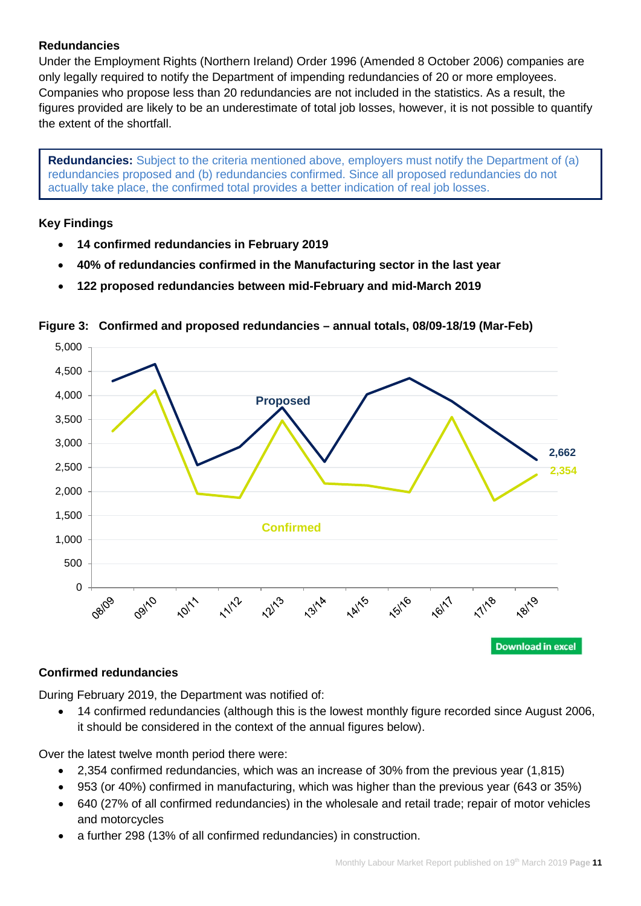### Redundancies

Under the Employment Rights (Northern Ireland) Order 1996 (Amended 8 October 2006) companies are only legally required to notify the Department of impending redundancies of 20 or more employees. Companies who propose less than 20 redundancies are not included in the statistics. As a result, the figures provided are likely to be an underestimate of total job losses, however, it is not possible to quantify the extent of the shortfall.

> **Redundancies:** Subject to the criteria mentioned above, employers must notify the Department of (a) redundancies proposed and (b) redundancies confirmed. Since all proposed redundancies do not actually take place, the confirmed total provides a better indication of real job losses.

### Key Findings

- **14 confirmed redundancies in February 2019**
- **40% of redundancies confirmed in the Manufacturing sector in the last year**
- **122 proposed redundancies between mid-February and mid-March 2019**

**Figure 3: Confirmed and proposed redundancies – annual totals, 08/09-18/19 (Mar-Feb)**

Download in excel

### Confirmed redundancies

During February 2019, the Department was notified of:

- 14 confirmed redundancies (although this is the lowest monthly figure recorded since August 2006, it should be considered in the context of the annual figures below).

Over the latest twelve month period there were:

- 2,354 confirmed redundancies, which was an increase of 30% from the previous year (1,815)
- 953 (or 40%) confirmed in manufacturing, which was higher than the previous year (643 or 35%)
- 640 (27% of all confirmed redundancies) in the wholesale and retail trade; repair of motor vehicles and motorcycles
- a further 298 (13% of all confirmed redundancies) in construction.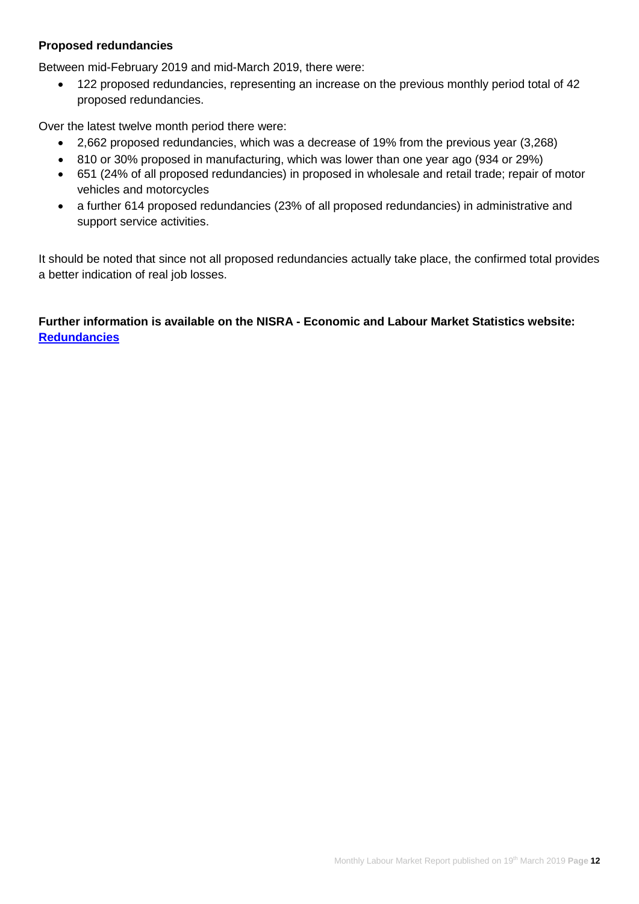**Proposed redundancies**

Between mid-February 2019 and mid-March 2019, there were:

- 122 proposed redundancies, representing an increase on the previous monthly period total of 42 proposed redundancies.

Over the latest twelve month period there were:

- 2,662 proposed redundancies, which was a decrease of 19% from the previous year (3,268)
- 810 or 30% proposed in manufacturing, which was lower than one year ago (934 or 29%)
- 651 (24% of all proposed redundancies) in proposed in wholesale and retail trade; repair of motor vehicles and motorcycles
- a further 614 proposed redundancies (23% of all proposed redundancies) in administrative and support service activities.

It should be noted that since not all proposed redundancies actually take place, the confirmed total provides a better indication of real job losses.

**Further information is available on the NISRA - Economic and Labour Market Statistics website: [Redundancies]**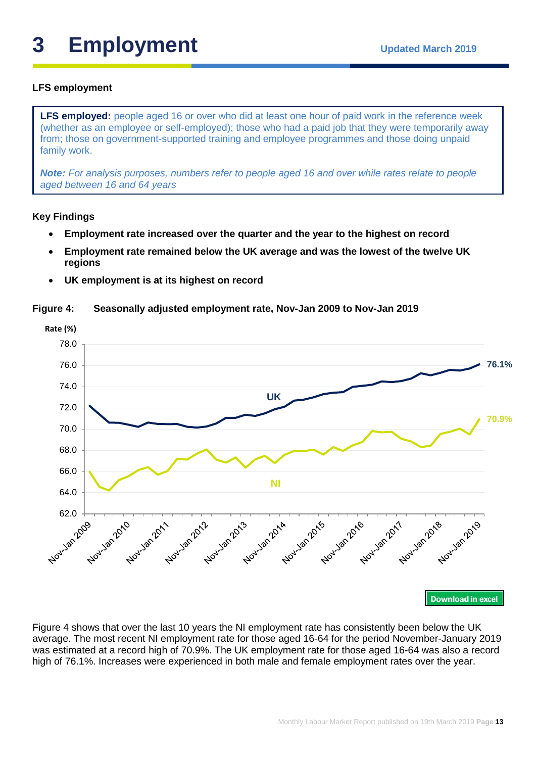# 3 Employment

Updated March 2019

### LFS employment

**LFS employed:** people aged 16 or over who did at least one hour of paid work in the reference week (whether as an employee or self-employed); those who had a paid job that they were temporarily away from; those on government-supported training and employee programmes and those doing unpaid family work.

***Note:*** *For analysis purposes, numbers refer to people aged 16 and over while rates relate to people aged between 16 and 64 years*

### Key Findings

- **Employment rate increased over the quarter and the year to the highest on record**
- **Employment rate remained below the UK average and was the lowest of the twelve UK regions**
- **UK employment is at its highest on record**

**Figure 4: Seasonally adjusted employment rate, Nov-Jan 2009 to Nov-Jan 2019**

Download in excel

Figure 4 shows that over the last 10 years the NI employment rate has consistently been below the UK average. The most recent NI employment rate for those aged 16-64 for the period November-January 2019 was estimated at a record high of 70.9%. The UK employment rate for those aged 16-64 was also a record high of 76.1%. Increases were experienced in both male and female employment rates over the year.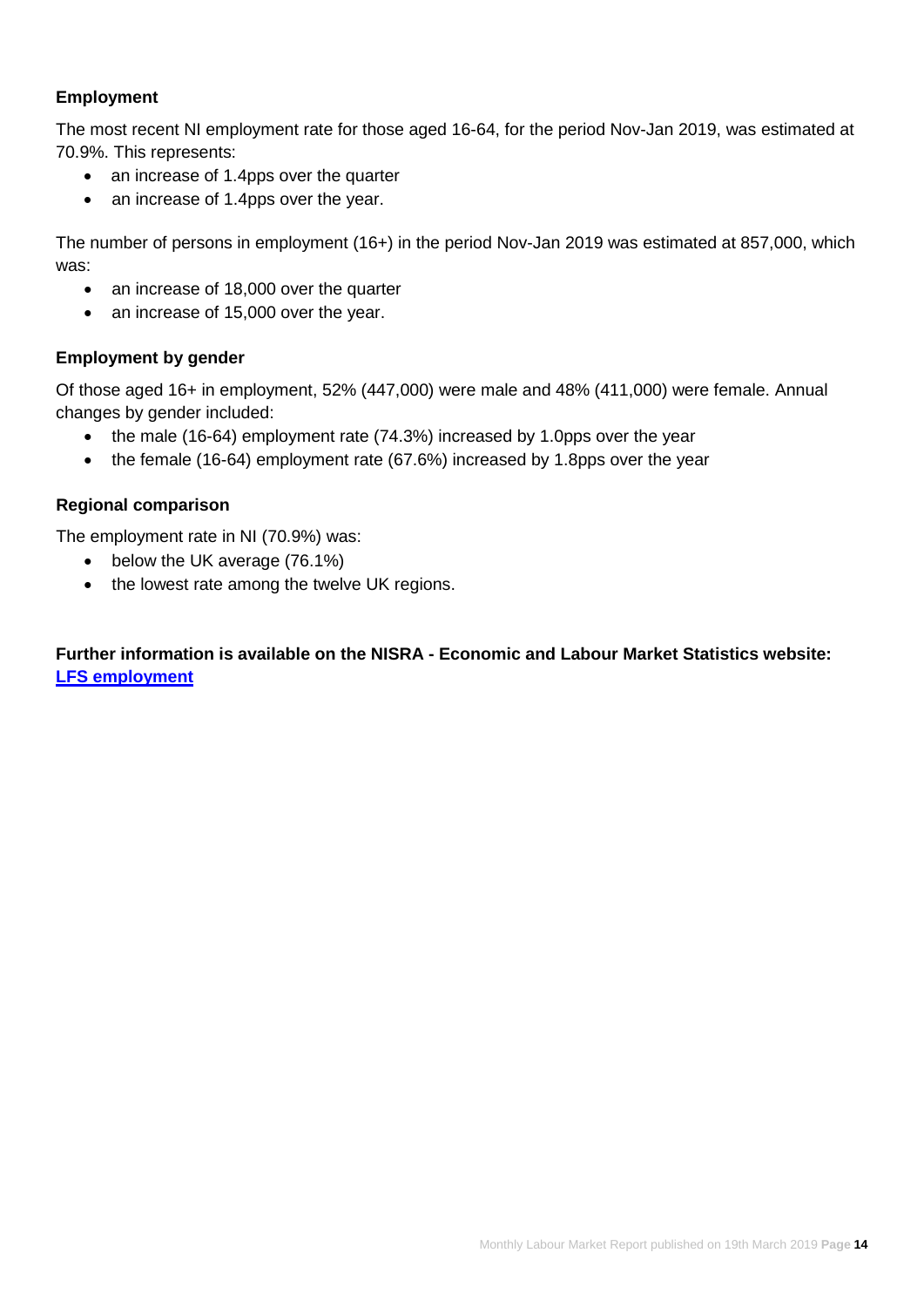### Employment

The most recent NI employment rate for those aged 16-64, for the period Nov-Jan 2019, was estimated at 70.9%. This represents:

- an increase of 1.4pps over the quarter
- an increase of 1.4pps over the year.

The number of persons in employment (16+) in the period Nov-Jan 2019 was estimated at 857,000, which was:

- an increase of 18,000 over the quarter
- an increase of 15,000 over the year.

### Employment by gender

Of those aged 16+ in employment, 52% (447,000) were male and 48% (411,000) were female. Annual changes by gender included:

- the male (16-64) employment rate (74.3%) increased by 1.0pps over the year
- the female (16-64) employment rate (67.6%) increased by 1.8pps over the year

### Regional comparison

The employment rate in NI (70.9%) was:

- below the UK average (76.1%)
- the lowest rate among the twelve UK regions.

**Further information is available on the NISRA - Economic and Labour Market Statistics website: [LFS employment]**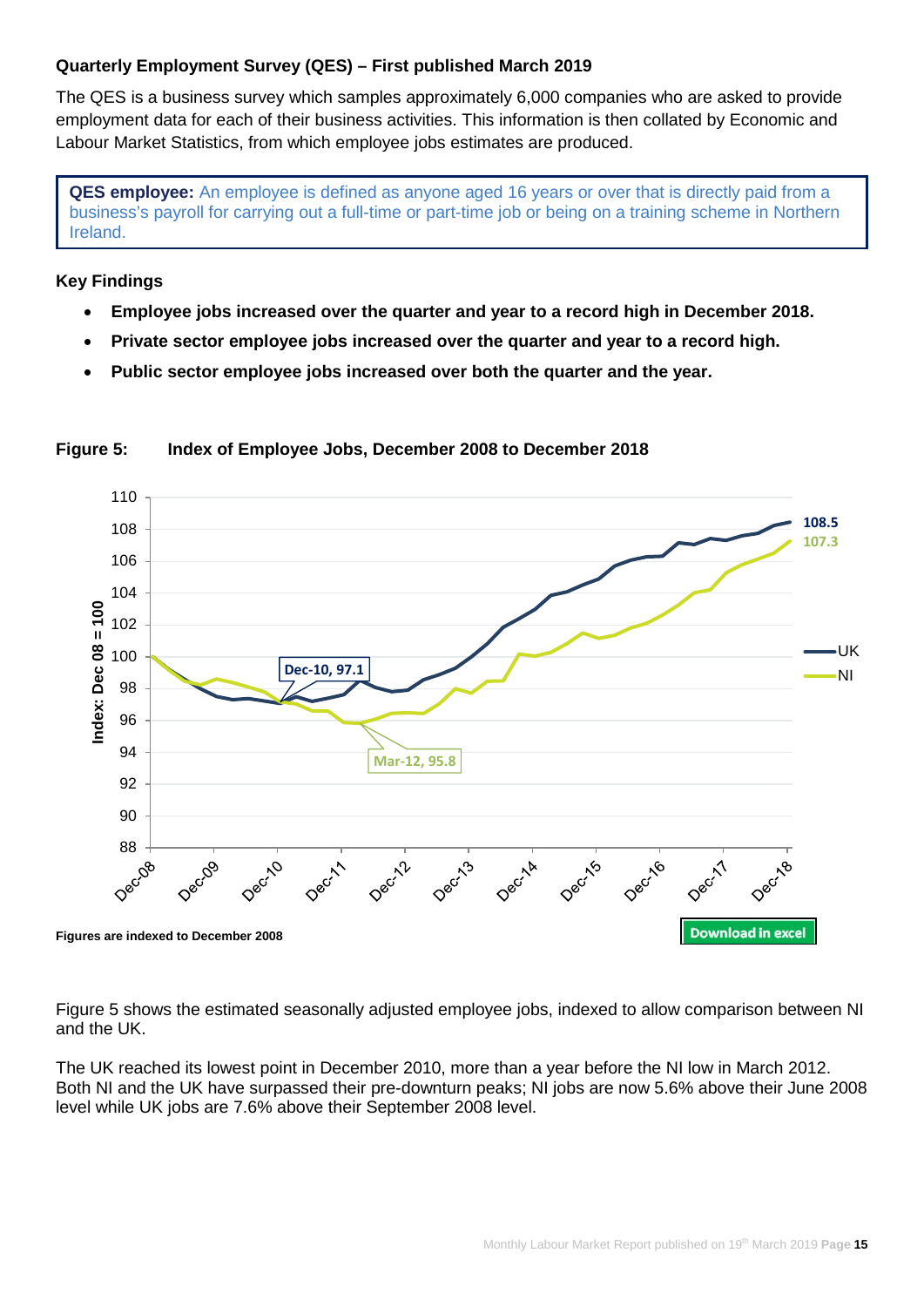### Quarterly Employment Survey (QES) – First published March 2019

The QES is a business survey which samples approximately 6,000 companies who are asked to provide employment data for each of their business activities. This information is then collated by Economic and Labour Market Statistics, from which employee jobs estimates are produced.

> **QES employee:** An employee is defined as anyone aged 16 years or over that is directly paid from a business's payroll for carrying out a full-time or part-time job or being on a training scheme in Northern Ireland.

### Key Findings

- **Employee jobs increased over the quarter and year to a record high in December 2018.**
- **Private sector employee jobs increased over the quarter and year to a record high.**
- **Public sector employee jobs increased over both the quarter and the year.**

**Figure 5: Index of Employee Jobs, December 2008 to December 2018**

**Figures are indexed to December 2008**

Download in excel

Figure 5 shows the estimated seasonally adjusted employee jobs, indexed to allow comparison between NI and the UK.

The UK reached its lowest point in December 2010, more than a year before the NI low in March 2012. Both NI and the UK have surpassed their pre-downturn peaks; NI jobs are now 5.6% above their June 2008 level while UK jobs are 7.6% above their September 2008 level.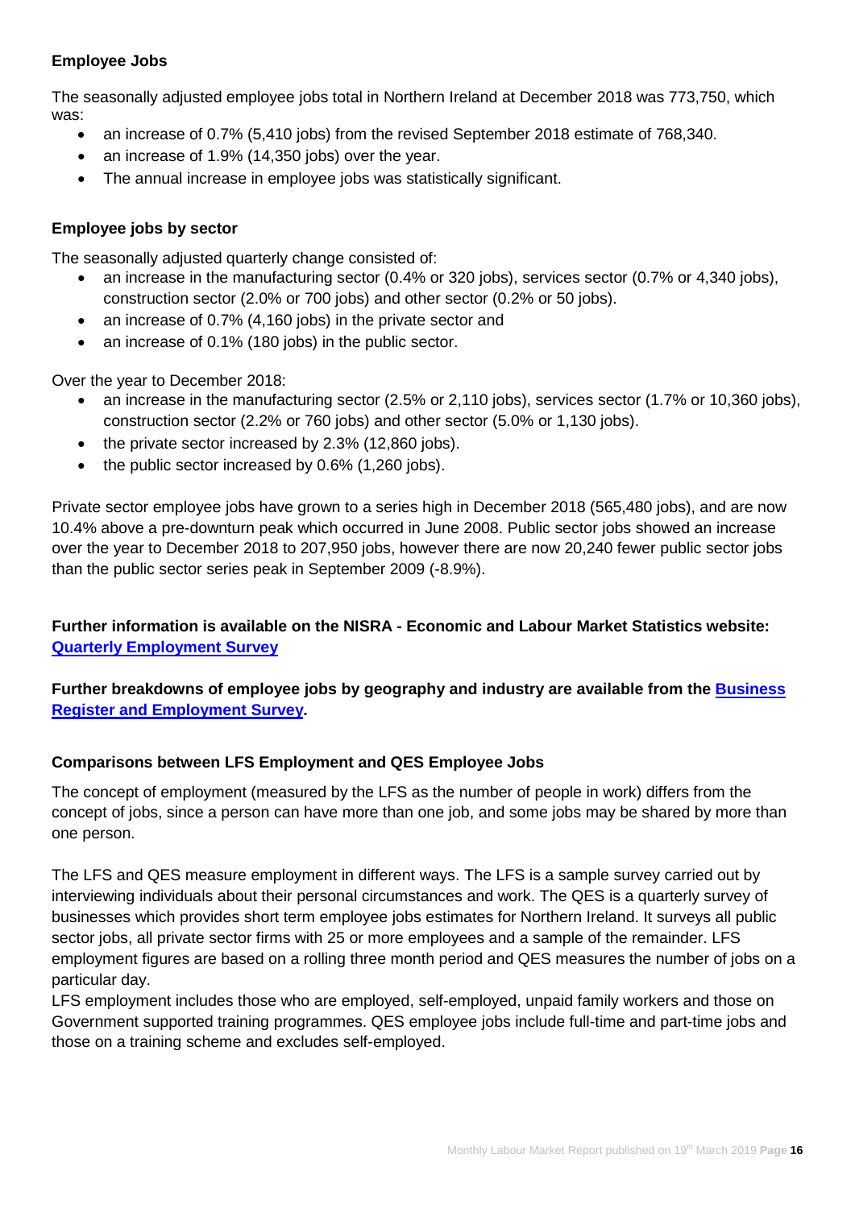### Employee Jobs

The seasonally adjusted employee jobs total in Northern Ireland at December 2018 was 773,750, which was:

- an increase of 0.7% (5,410 jobs) from the revised September 2018 estimate of 768,340.
- an increase of 1.9% (14,350 jobs) over the year.
- The annual increase in employee jobs was statistically significant.

### Employee jobs by sector

The seasonally adjusted quarterly change consisted of:

- an increase in the manufacturing sector (0.4% or 320 jobs), services sector (0.7% or 4,340 jobs), construction sector (2.0% or 700 jobs) and other sector (0.2% or 50 jobs).
- an increase of 0.7% (4,160 jobs) in the private sector and
- an increase of 0.1% (180 jobs) in the public sector.

Over the year to December 2018:

- an increase in the manufacturing sector (2.5% or 2,110 jobs), services sector (1.7% or 10,360 jobs), construction sector (2.2% or 760 jobs) and other sector (5.0% or 1,130 jobs).
- the private sector increased by 2.3% (12,860 jobs).
- the public sector increased by 0.6% (1,260 jobs).

Private sector employee jobs have grown to a series high in December 2018 (565,480 jobs), and are now 10.4% above a pre-downturn peak which occurred in June 2008. Public sector jobs showed an increase over the year to December 2018 to 207,950 jobs, however there are now 20,240 fewer public sector jobs than the public sector series peak in September 2009 (-8.9%).

**Further information is available on the NISRA - Economic and Labour Market Statistics website: [Quarterly Employment Survey]**

**Further breakdowns of employee jobs by geography and industry are available from the [Business Register and Employment Survey].**

### Comparisons between LFS Employment and QES Employee Jobs

The concept of employment (measured by the LFS as the number of people in work) differs from the concept of jobs, since a person can have more than one job, and some jobs may be shared by more than one person.

The LFS and QES measure employment in different ways. The LFS is a sample survey carried out by interviewing individuals about their personal circumstances and work. The QES is a quarterly survey of businesses which provides short term employee jobs estimates for Northern Ireland. It surveys all public sector jobs, all private sector firms with 25 or more employees and a sample of the remainder. LFS employment figures are based on a rolling three month period and QES measures the number of jobs on a particular day.

LFS employment includes those who are employed, self-employed, unpaid family workers and those on Government supported training programmes. QES employee jobs include full-time and part-time jobs and those on a training scheme and excludes self-employed.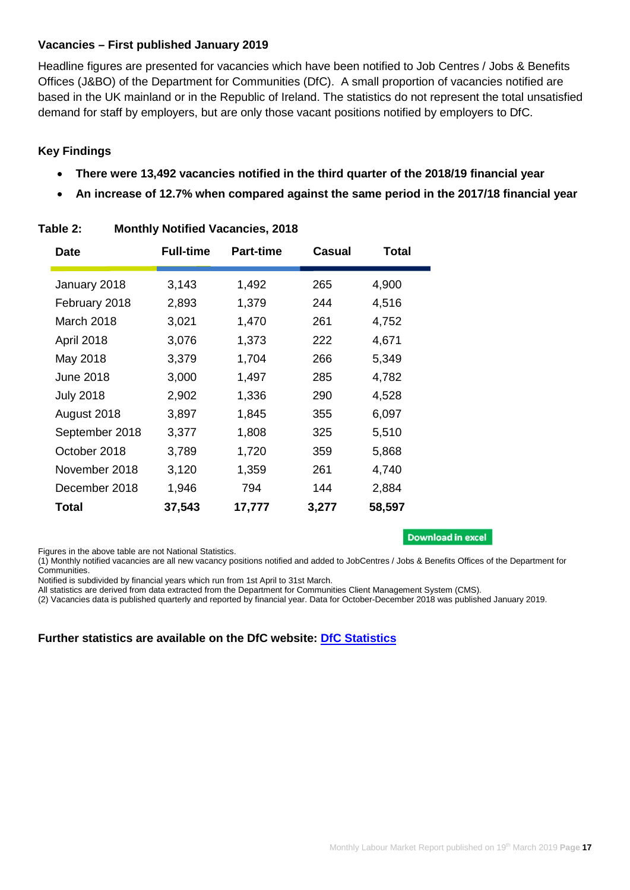### Vacancies – First published January 2019

Headline figures are presented for vacancies which have been notified to Job Centres / Jobs & Benefits Offices (J&BO) of the Department for Communities (DfC). A small proportion of vacancies notified are based in the UK mainland or in the Republic of Ireland. The statistics do not represent the total unsatisfied demand for staff by employers, but are only those vacant positions notified by employers to DfC.

### Key Findings

- **There were 13,492 vacancies notified in the third quarter of the 2018/19 financial year**
- **An increase of 12.7% when compared against the same period in the 2017/18 financial year**

**Table 2: Monthly Notified Vacancies, 2018**

| Date | Full-time | Part-time | Casual | Total |
|---|---|---|---|---|
| January 2018 | 3,143 | 1,492 | 265 | 4,900 |
| February 2018 | 2,893 | 1,379 | 244 | 4,516 |
| March 2018 | 3,021 | 1,470 | 261 | 4,752 |
| April 2018 | 3,076 | 1,373 | 222 | 4,671 |
| May 2018 | 3,379 | 1,704 | 266 | 5,349 |
| June 2018 | 3,000 | 1,497 | 285 | 4,782 |
| July 2018 | 2,902 | 1,336 | 290 | 4,528 |
| August 2018 | 3,897 | 1,845 | 355 | 6,097 |
| September 2018 | 3,377 | 1,808 | 325 | 5,510 |
| October 2018 | 3,789 | 1,720 | 359 | 5,868 |
| November 2018 | 3,120 | 1,359 | 261 | 4,740 |
| December 2018 | 1,946 | 794 | 144 | 2,884 |
| **Total** | **37,543** | **17,777** | **3,277** | **58,597** |

Download in excel

Figures in the above table are not National Statistics.
(1) Monthly notified vacancies are all new vacancy positions notified and added to JobCentres / Jobs & Benefits Offices of the Department for Communities.
Notified is subdivided by financial years which run from 1st April to 31st March.
All statistics are derived from data extracted from the Department for Communities Client Management System (CMS).
(2) Vacancies data is published quarterly and reported by financial year. Data for October-December 2018 was published January 2019.

**Further statistics are available on the DfC website: DfC Statistics**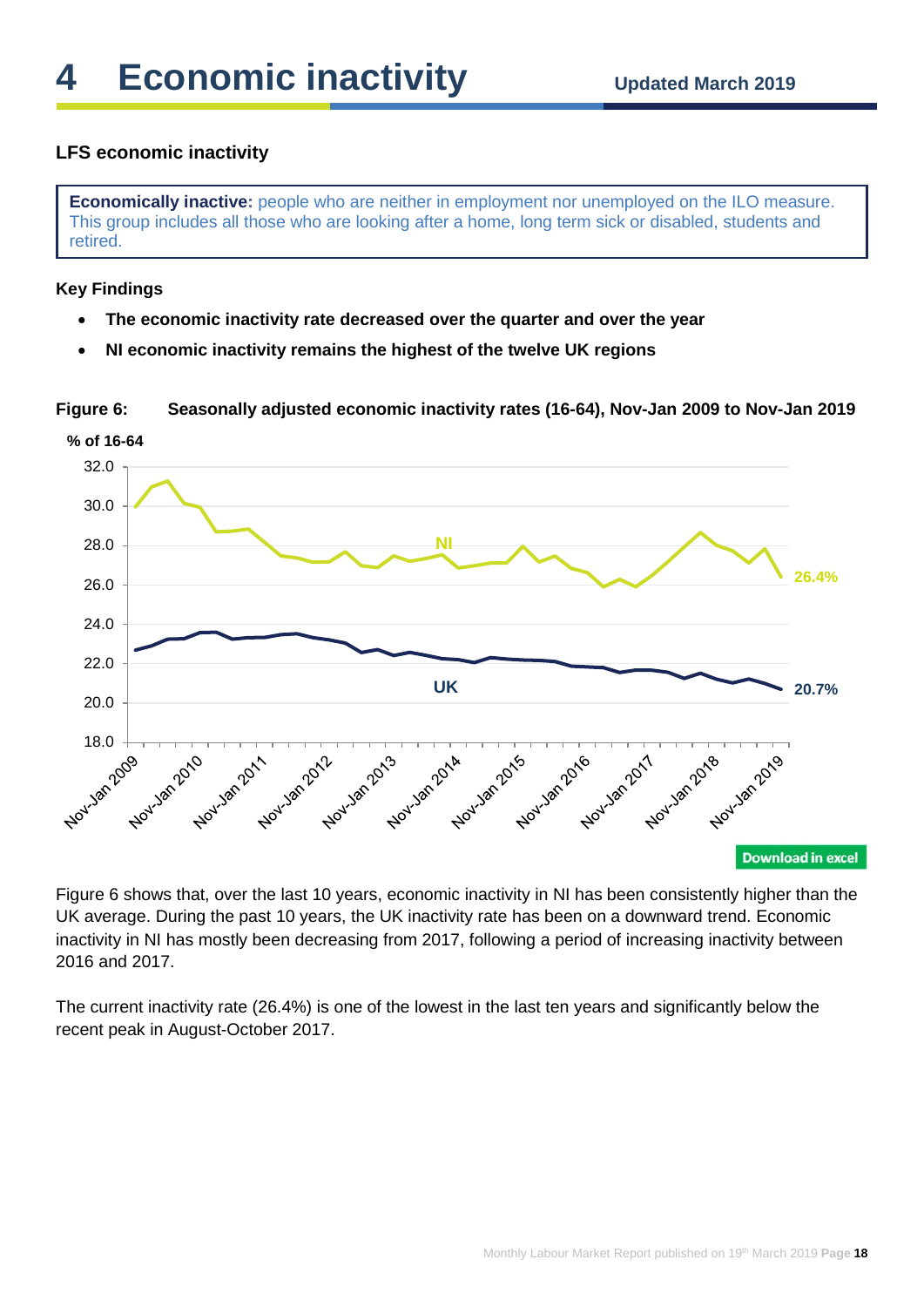# 4 Economic inactivity

Updated March 2019

### LFS economic inactivity

**Economically inactive:** people who are neither in employment nor unemployed on the ILO measure. This group includes all those who are looking after a home, long term sick or disabled, students and retired.

**Key Findings**

- **The economic inactivity rate decreased over the quarter and over the year**
- **NI economic inactivity remains the highest of the twelve UK regions**

**Figure 6: Seasonally adjusted economic inactivity rates (16-64), Nov-Jan 2009 to Nov-Jan 2019**

Download in excel

Figure 6 shows that, over the last 10 years, economic inactivity in NI has been consistently higher than the UK average. During the past 10 years, the UK inactivity rate has been on a downward trend. Economic inactivity in NI has mostly been decreasing from 2017, following a period of increasing inactivity between 2016 and 2017.

The current inactivity rate (26.4%) is one of the lowest in the last ten years and significantly below the recent peak in August-October 2017.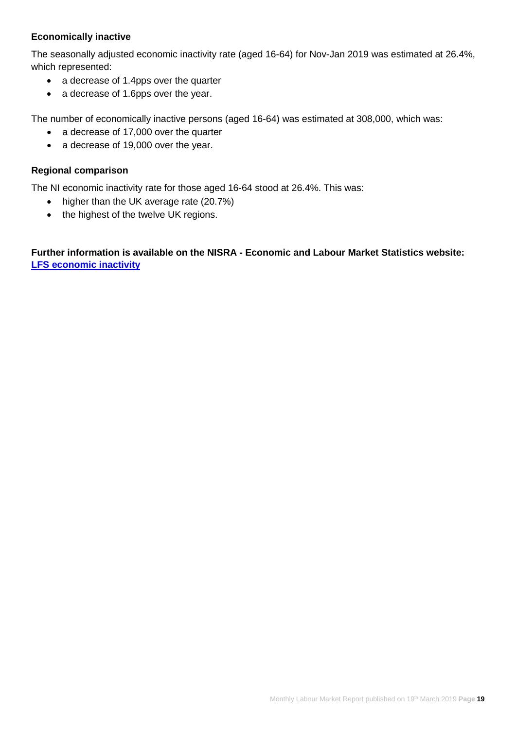### Economically inactive

The seasonally adjusted economic inactivity rate (aged 16-64) for Nov-Jan 2019 was estimated at 26.4%, which represented:

- a decrease of 1.4pps over the quarter
- a decrease of 1.6pps over the year.

The number of economically inactive persons (aged 16-64) was estimated at 308,000, which was:

- a decrease of 17,000 over the quarter
- a decrease of 19,000 over the year.

### Regional comparison

The NI economic inactivity rate for those aged 16-64 stood at 26.4%. This was:

- higher than the UK average rate (20.7%)
- the highest of the twelve UK regions.

**Further information is available on the NISRA - Economic and Labour Market Statistics website: [LFS economic inactivity]**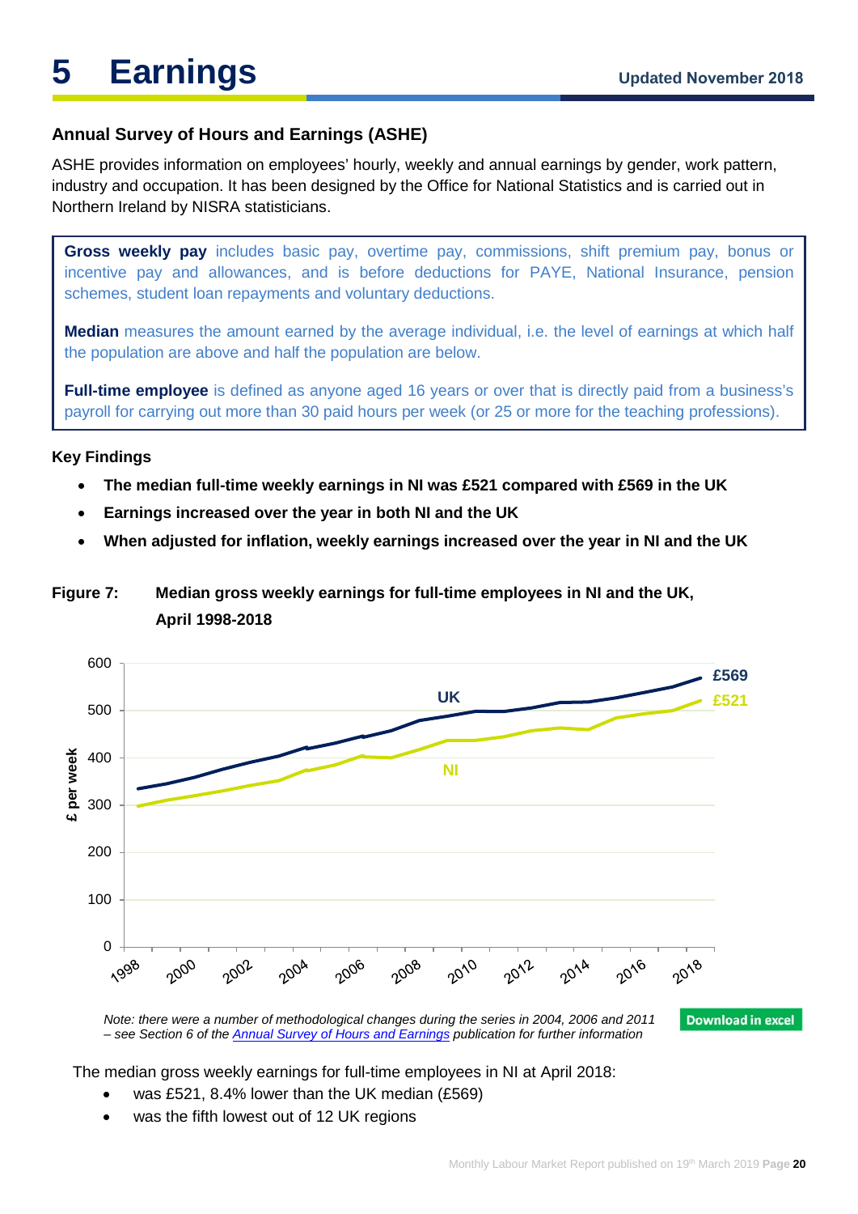# 5 Earnings

Updated November 2018

### Annual Survey of Hours and Earnings (ASHE)

ASHE provides information on employees' hourly, weekly and annual earnings by gender, work pattern, industry and occupation. It has been designed by the Office for National Statistics and is carried out in Northern Ireland by NISRA statisticians.

**Gross weekly pay** includes basic pay, overtime pay, commissions, shift premium pay, bonus or incentive pay and allowances, and is before deductions for PAYE, National Insurance, pension schemes, student loan repayments and voluntary deductions.

**Median** measures the amount earned by the average individual, i.e. the level of earnings at which half the population are above and half the population are below.

**Full-time employee** is defined as anyone aged 16 years or over that is directly paid from a business's payroll for carrying out more than 30 paid hours per week (or 25 or more for the teaching professions).

**Key Findings**

- **The median full-time weekly earnings in NI was £521 compared with £569 in the UK**
- **Earnings increased over the year in both NI and the UK**
- **When adjusted for inflation, weekly earnings increased over the year in NI and the UK**

**Figure 7: Median gross weekly earnings for full-time employees in NI and the UK, April 1998-2018**

*Note: there were a number of methodological changes during the series in 2004, 2006 and 2011 – see Section 6 of the Annual Survey of Hours and Earnings publication for further information*

Download in excel

The median gross weekly earnings for full-time employees in NI at April 2018:

- was £521, 8.4% lower than the UK median (£569)
- was the fifth lowest out of 12 UK regions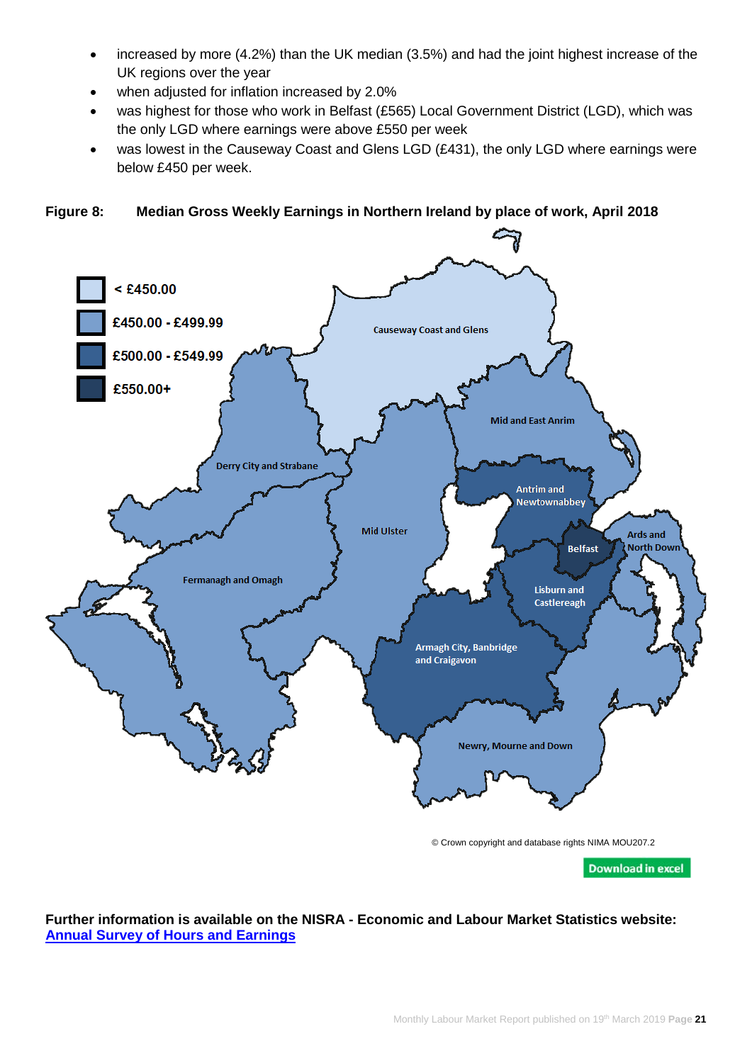- increased by more (4.2%) than the UK median (3.5%) and had the joint highest increase of the UK regions over the year
- when adjusted for inflation increased by 2.0%
- was highest for those who work in Belfast (£565) Local Government District (LGD), which was the only LGD where earnings were above £550 per week
- was lowest in the Causeway Coast and Glens LGD (£431), the only LGD where earnings were below £450 per week.

**Figure 8: Median Gross Weekly Earnings in Northern Ireland by place of work, April 2018**

© Crown copyright and database rights NIMA MOU207.2

Download in excel

**Further information is available on the NISRA - Economic and Labour Market Statistics website:**
**Annual Survey of Hours and Earnings**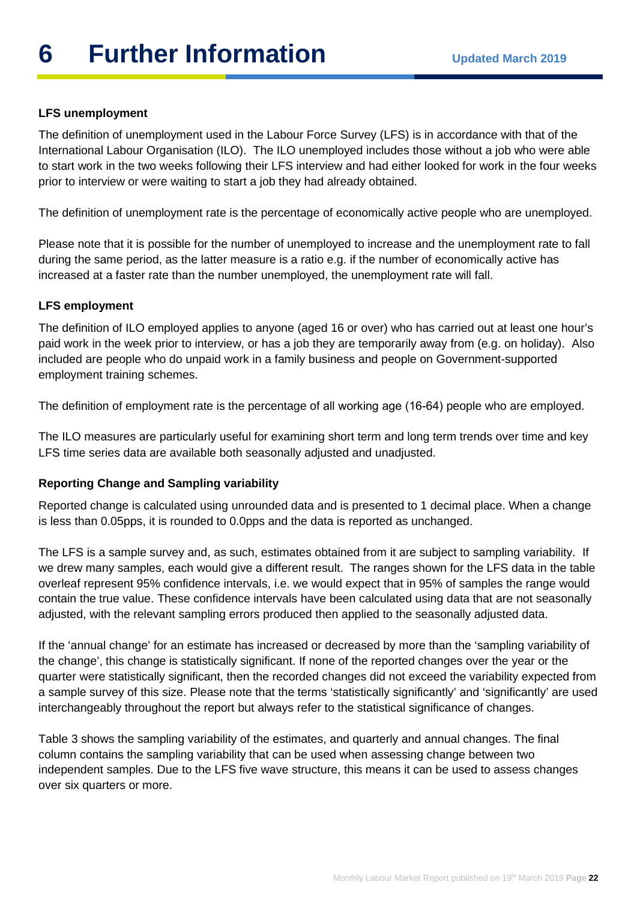# 6 Further Information

**Updated March 2019**

### LFS unemployment

The definition of unemployment used in the Labour Force Survey (LFS) is in accordance with that of the International Labour Organisation (ILO). The ILO unemployed includes those without a job who were able to start work in the two weeks following their LFS interview and had either looked for work in the four weeks prior to interview or were waiting to start a job they had already obtained.

The definition of unemployment rate is the percentage of economically active people who are unemployed.

Please note that it is possible for the number of unemployed to increase and the unemployment rate to fall during the same period, as the latter measure is a ratio e.g. if the number of economically active has increased at a faster rate than the number unemployed, the unemployment rate will fall.

### LFS employment

The definition of ILO employed applies to anyone (aged 16 or over) who has carried out at least one hour's paid work in the week prior to interview, or has a job they are temporarily away from (e.g. on holiday). Also included are people who do unpaid work in a family business and people on Government-supported employment training schemes.

The definition of employment rate is the percentage of all working age (16-64) people who are employed.

The ILO measures are particularly useful for examining short term and long term trends over time and key LFS time series data are available both seasonally adjusted and unadjusted.

### Reporting Change and Sampling variability

Reported change is calculated using unrounded data and is presented to 1 decimal place. When a change is less than 0.05pps, it is rounded to 0.0pps and the data is reported as unchanged.

The LFS is a sample survey and, as such, estimates obtained from it are subject to sampling variability. If we drew many samples, each would give a different result. The ranges shown for the LFS data in the table overleaf represent 95% confidence intervals, i.e. we would expect that in 95% of samples the range would contain the true value. These confidence intervals have been calculated using data that are not seasonally adjusted, with the relevant sampling errors produced then applied to the seasonally adjusted data.

If the 'annual change' for an estimate has increased or decreased by more than the 'sampling variability of the change', this change is statistically significant. If none of the reported changes over the year or the quarter were statistically significant, then the recorded changes did not exceed the variability expected from a sample survey of this size. Please note that the terms 'statistically significantly' and 'significantly' are used interchangeably throughout the report but always refer to the statistical significance of changes.

Table 3 shows the sampling variability of the estimates, and quarterly and annual changes. The final column contains the sampling variability that can be used when assessing change between two independent samples. Due to the LFS five wave structure, this means it can be used to assess changes over six quarters or more.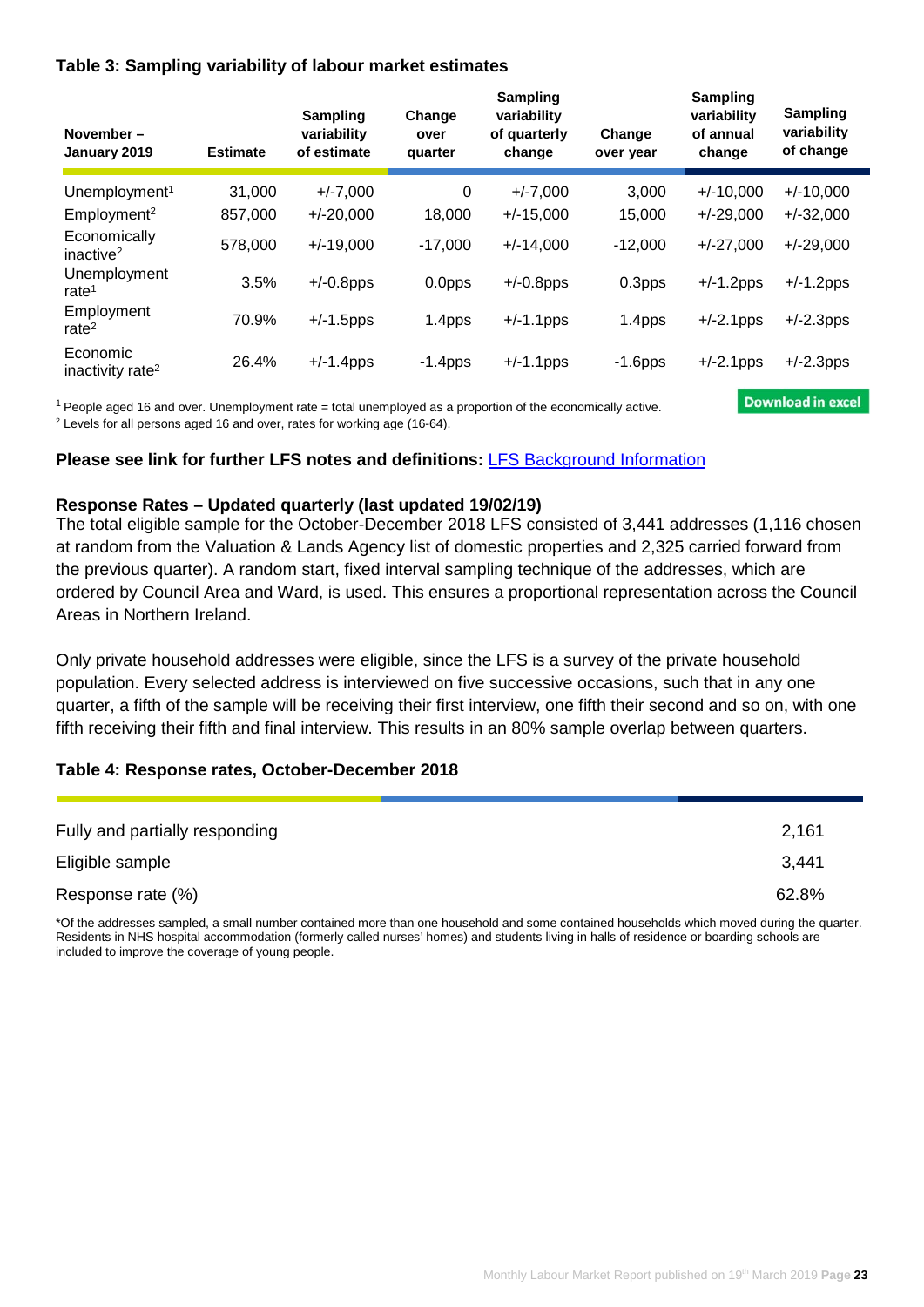**Table 3: Sampling variability of labour market estimates**

| November – January 2019 | Estimate | Sampling variability of estimate | Change over quarter | Sampling variability of quarterly change | Change over year | Sampling variability of annual change | Sampling variability of change |
|---|---|---|---|---|---|---|---|
| Unemployment[1] | 31,000 | +/-7,000 | 0 | +/-7,000 | 3,000 | +/-10,000 | +/-10,000 |
| Employment[2] | 857,000 | +/-20,000 | 18,000 | +/-15,000 | 15,000 | +/-29,000 | +/-32,000 |
| Economically inactive[2] | 578,000 | +/-19,000 | -17,000 | +/-14,000 | -12,000 | +/-27,000 | +/-29,000 |
| Unemployment rate[1] | 3.5% | +/-0.8pps | 0.0pps | +/-0.8pps | 0.3pps | +/-1.2pps | +/-1.2pps |
| Employment rate[2] | 70.9% | +/-1.5pps | 1.4pps | +/-1.1pps | 1.4pps | +/-2.1pps | +/-2.3pps |
| Economic inactivity rate[2] | 26.4% | +/-1.4pps | -1.4pps | +/-1.1pps | -1.6pps | +/-2.1pps | +/-2.3pps |

[1] People aged 16 and over. Unemployment rate = total unemployed as a proportion of the economically active.
[2] Levels for all persons aged 16 and over, rates for working age (16-64).

Download in excel

**Please see link for further LFS notes and definitions:** LFS Background Information

**Response Rates – Updated quarterly (last updated 19/02/19)**

The total eligible sample for the October-December 2018 LFS consisted of 3,441 addresses (1,116 chosen at random from the Valuation & Lands Agency list of domestic properties and 2,325 carried forward from the previous quarter). A random start, fixed interval sampling technique of the addresses, which are ordered by Council Area and Ward, is used. This ensures a proportional representation across the Council Areas in Northern Ireland.

Only private household addresses were eligible, since the LFS is a survey of the private household population. Every selected address is interviewed on five successive occasions, such that in any one quarter, a fifth of the sample will be receiving their first interview, one fifth their second and so on, with one fifth receiving their fifth and final interview. This results in an 80% sample overlap between quarters.

**Table 4: Response rates, October-December 2018**

| | |
|---|---|
| Fully and partially responding | 2,161 |
| Eligible sample | 3,441 |
| Response rate (%) | 62.8% |

*Of the addresses sampled, a small number contained more than one household and some contained households which moved during the quarter. Residents in NHS hospital accommodation (formerly called nurses' homes) and students living in halls of residence or boarding schools are included to improve the coverage of young people.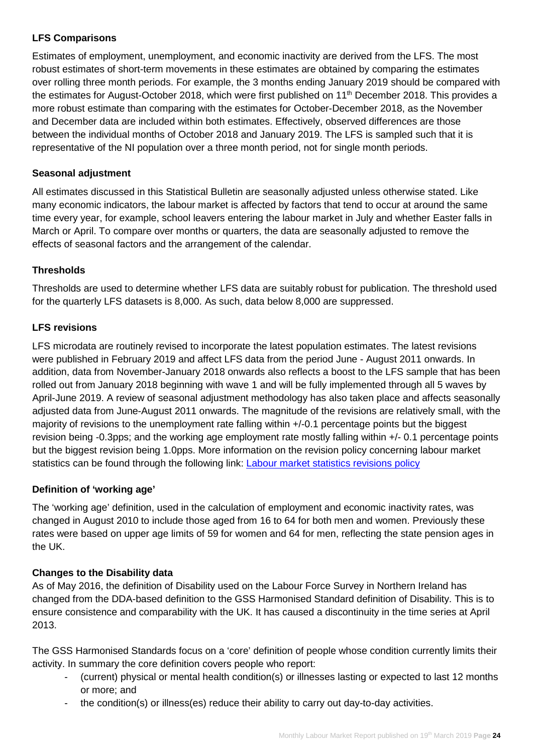**LFS Comparisons**

Estimates of employment, unemployment, and economic inactivity are derived from the LFS. The most robust estimates of short-term movements in these estimates are obtained by comparing the estimates over rolling three month periods. For example, the 3 months ending January 2019 should be compared with the estimates for August-October 2018, which were first published on 11th December 2018. This provides a more robust estimate than comparing with the estimates for October-December 2018, as the November and December data are included within both estimates. Effectively, observed differences are those between the individual months of October 2018 and January 2019. The LFS is sampled such that it is representative of the NI population over a three month period, not for single month periods.

**Seasonal adjustment**

All estimates discussed in this Statistical Bulletin are seasonally adjusted unless otherwise stated. Like many economic indicators, the labour market is affected by factors that tend to occur at around the same time every year, for example, school leavers entering the labour market in July and whether Easter falls in March or April. To compare over months or quarters, the data are seasonally adjusted to remove the effects of seasonal factors and the arrangement of the calendar.

**Thresholds**

Thresholds are used to determine whether LFS data are suitably robust for publication. The threshold used for the quarterly LFS datasets is 8,000. As such, data below 8,000 are suppressed.

**LFS revisions**

LFS microdata are routinely revised to incorporate the latest population estimates. The latest revisions were published in February 2019 and affect LFS data from the period June - August 2011 onwards. In addition, data from November-January 2018 onwards also reflects a boost to the LFS sample that has been rolled out from January 2018 beginning with wave 1 and will be fully implemented through all 5 waves by April-June 2019. A review of seasonal adjustment methodology has also taken place and affects seasonally adjusted data from June-August 2011 onwards. The magnitude of the revisions are relatively small, with the majority of revisions to the unemployment rate falling within +/-0.1 percentage points but the biggest revision being -0.3pps; and the working age employment rate mostly falling within +/- 0.1 percentage points but the biggest revision being 1.0pps. More information on the revision policy concerning labour market statistics can be found through the following link: [Labour market statistics revisions policy]

**Definition of 'working age'**

The 'working age' definition, used in the calculation of employment and economic inactivity rates, was changed in August 2010 to include those aged from 16 to 64 for both men and women. Previously these rates were based on upper age limits of 59 for women and 64 for men, reflecting the state pension ages in the UK.

**Changes to the Disability data**

As of May 2016, the definition of Disability used on the Labour Force Survey in Northern Ireland has changed from the DDA-based definition to the GSS Harmonised Standard definition of Disability. This is to ensure consistence and comparability with the UK. It has caused a discontinuity in the time series at April 2013.

The GSS Harmonised Standards focus on a 'core' definition of people whose condition currently limits their activity. In summary the core definition covers people who report:

- (current) physical or mental health condition(s) or illnesses lasting or expected to last 12 months or more; and
- the condition(s) or illness(es) reduce their ability to carry out day-to-day activities.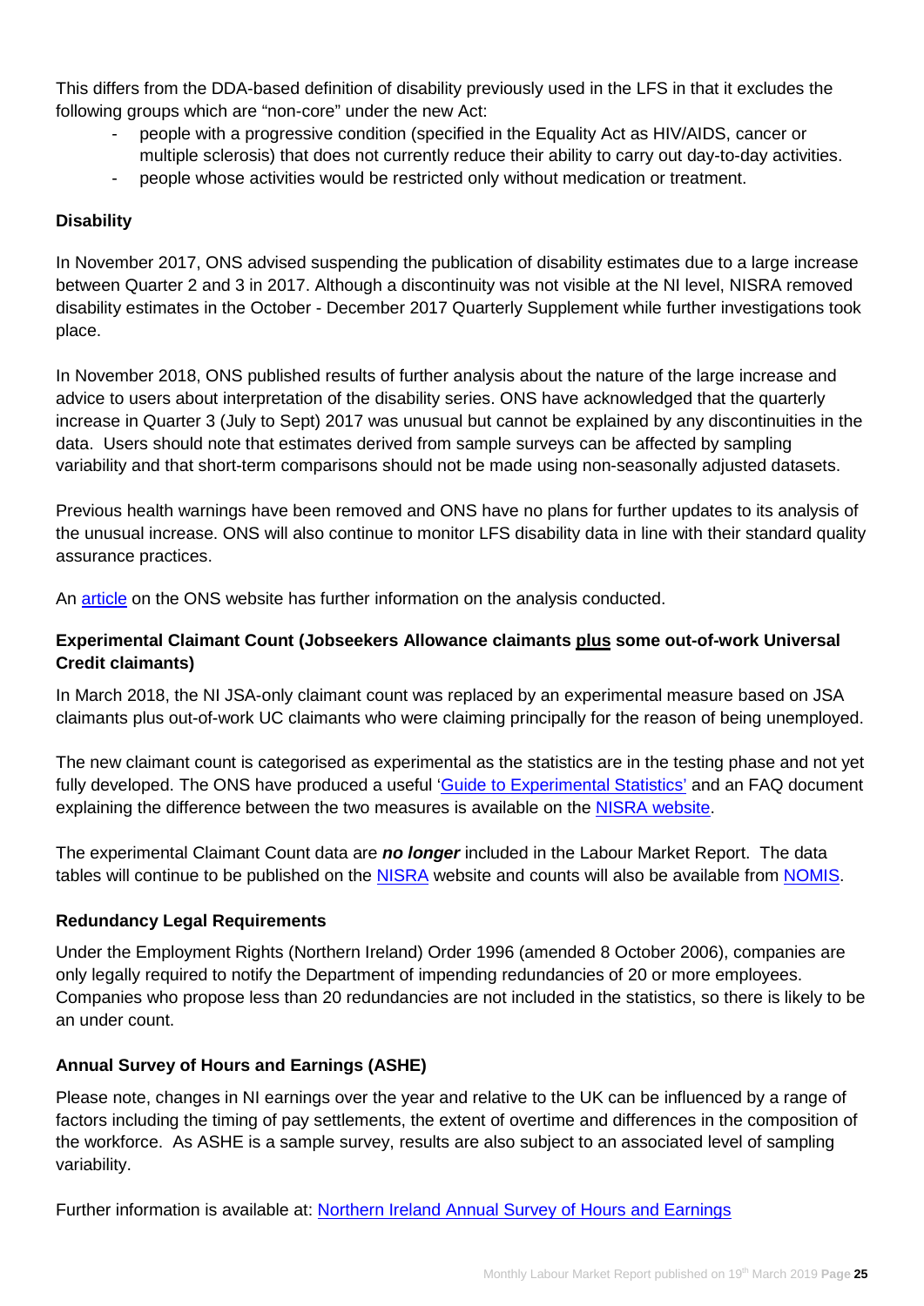This differs from the DDA-based definition of disability previously used in the LFS in that it excludes the following groups which are "non-core" under the new Act:

- people with a progressive condition (specified in the Equality Act as HIV/AIDS, cancer or multiple sclerosis) that does not currently reduce their ability to carry out day-to-day activities.
- people whose activities would be restricted only without medication or treatment.

**Disability**

In November 2017, ONS advised suspending the publication of disability estimates due to a large increase between Quarter 2 and 3 in 2017. Although a discontinuity was not visible at the NI level, NISRA removed disability estimates in the October - December 2017 Quarterly Supplement while further investigations took place.

In November 2018, ONS published results of further analysis about the nature of the large increase and advice to users about interpretation of the disability series. ONS have acknowledged that the quarterly increase in Quarter 3 (July to Sept) 2017 was unusual but cannot be explained by any discontinuities in the data. Users should note that estimates derived from sample surveys can be affected by sampling variability and that short-term comparisons should not be made using non-seasonally adjusted datasets.

Previous health warnings have been removed and ONS have no plans for further updates to its analysis of the unusual increase. ONS will also continue to monitor LFS disability data in line with their standard quality assurance practices.

An article on the ONS website has further information on the analysis conducted.

**Experimental Claimant Count (Jobseekers Allowance claimants plus some out-of-work Universal Credit claimants)**

In March 2018, the NI JSA-only claimant count was replaced by an experimental measure based on JSA claimants plus out-of-work UC claimants who were claiming principally for the reason of being unemployed.

The new claimant count is categorised as experimental as the statistics are in the testing phase and not yet fully developed. The ONS have produced a useful 'Guide to Experimental Statistics' and an FAQ document explaining the difference between the two measures is available on the NISRA website.

The experimental Claimant Count data are ***no longer*** included in the Labour Market Report. The data tables will continue to be published on the NISRA website and counts will also be available from NOMIS.

**Redundancy Legal Requirements**

Under the Employment Rights (Northern Ireland) Order 1996 (amended 8 October 2006), companies are only legally required to notify the Department of impending redundancies of 20 or more employees. Companies who propose less than 20 redundancies are not included in the statistics, so there is likely to be an under count.

**Annual Survey of Hours and Earnings (ASHE)**

Please note, changes in NI earnings over the year and relative to the UK can be influenced by a range of factors including the timing of pay settlements, the extent of overtime and differences in the composition of the workforce. As ASHE is a sample survey, results are also subject to an associated level of sampling variability.

Further information is available at: Northern Ireland Annual Survey of Hours and Earnings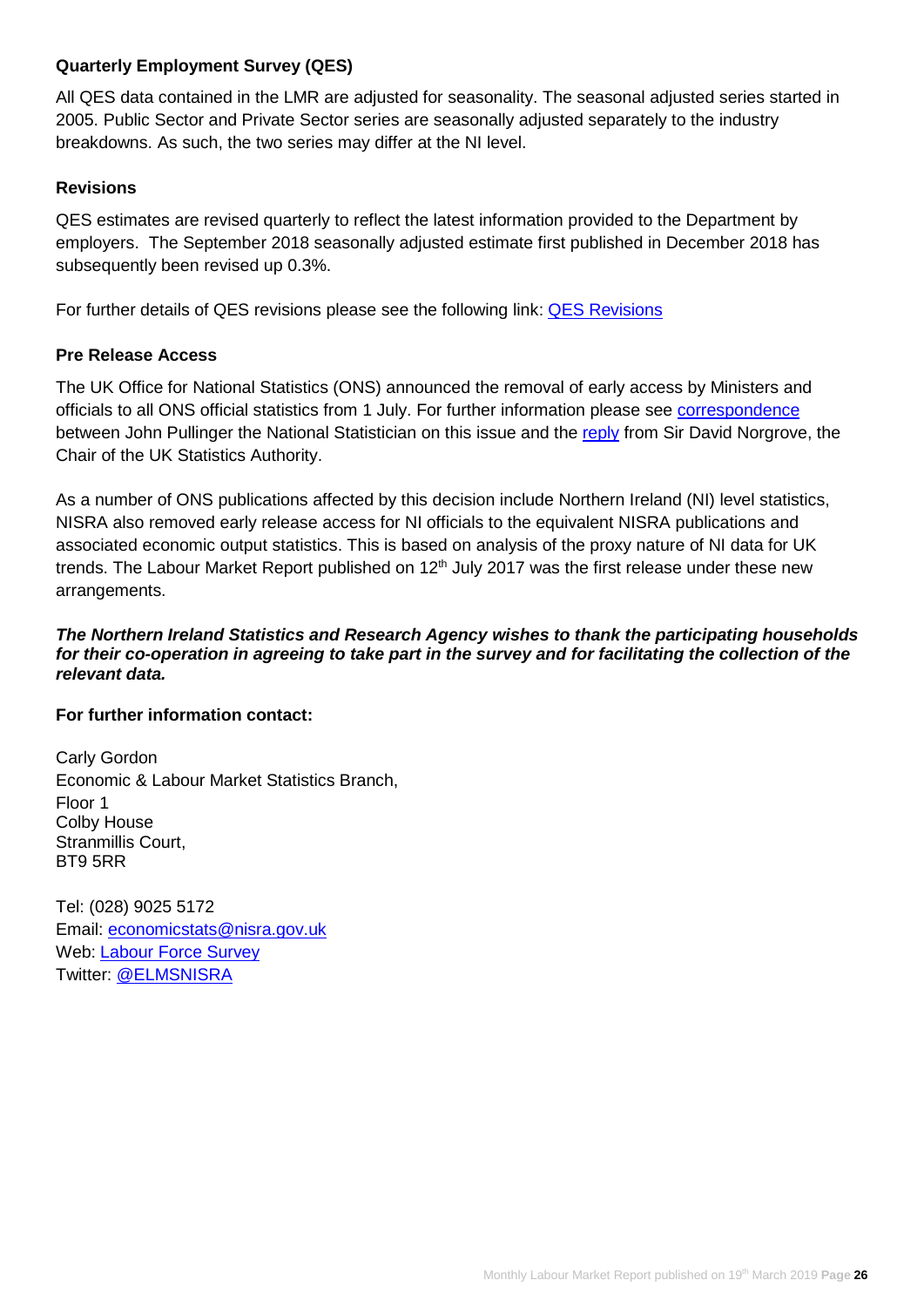**Quarterly Employment Survey (QES)**

All QES data contained in the LMR are adjusted for seasonality. The seasonal adjusted series started in 2005. Public Sector and Private Sector series are seasonally adjusted separately to the industry breakdowns. As such, the two series may differ at the NI level.

**Revisions**

QES estimates are revised quarterly to reflect the latest information provided to the Department by employers. The September 2018 seasonally adjusted estimate first published in December 2018 has subsequently been revised up 0.3%.

For further details of QES revisions please see the following link: [QES Revisions]

**Pre Release Access**

The UK Office for National Statistics (ONS) announced the removal of early access by Ministers and officials to all ONS official statistics from 1 July. For further information please see [correspondence] between John Pullinger the National Statistician on this issue and the [reply] from Sir David Norgrove, the Chair of the UK Statistics Authority.

As a number of ONS publications affected by this decision include Northern Ireland (NI) level statistics, NISRA also removed early release access for NI officials to the equivalent NISRA publications and associated economic output statistics. This is based on analysis of the proxy nature of NI data for UK trends. The Labour Market Report published on 12th July 2017 was the first release under these new arrangements.

***The Northern Ireland Statistics and Research Agency wishes to thank the participating households for their co-operation in agreeing to take part in the survey and for facilitating the collection of the relevant data.***

**For further information contact:**

Carly Gordon
Economic & Labour Market Statistics Branch,
Floor 1
Colby House
Stranmillis Court,
BT9 5RR

Tel: (028) 9025 5172
Email: economicstats@nisra.gov.uk
Web: [Labour Force Survey]
Twitter: @ELMSNISRA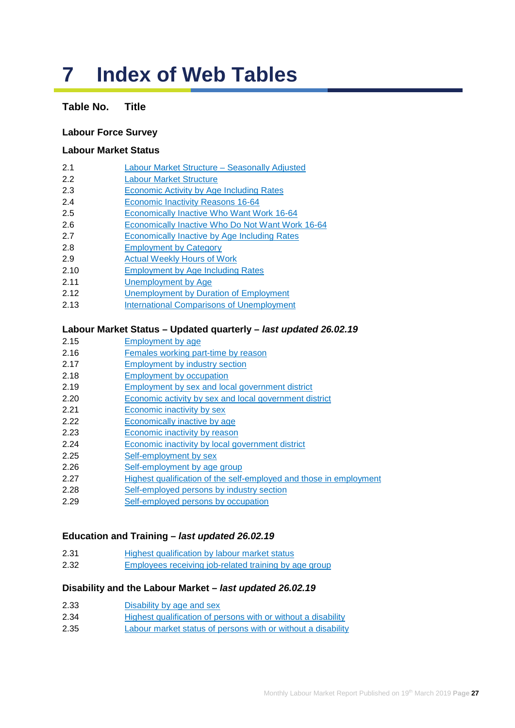# 7 Index of Web Tables

**Table No. Title**

**Labour Force Survey**

**Labour Market Status**

| Table No. | Title |
|---|---|
| 2.1 | Labour Market Structure – Seasonally Adjusted |
| 2.2 | Labour Market Structure |
| 2.3 | Economic Activity by Age Including Rates |
| 2.4 | Economic Inactivity Reasons 16-64 |
| 2.5 | Economically Inactive Who Want Work 16-64 |
| 2.6 | Economically Inactive Who Do Not Want Work 16-64 |
| 2.7 | Economically Inactive by Age Including Rates |
| 2.8 | Employment by Category |
| 2.9 | Actual Weekly Hours of Work |
| 2.10 | Employment by Age Including Rates |
| 2.11 | Unemployment by Age |
| 2.12 | Unemployment by Duration of Employment |
| 2.13 | International Comparisons of Unemployment |

**Labour Market Status – Updated quarterly – *last updated 26.02.19***

| Table No. | Title |
|---|---|
| 2.15 | Employment by age |
| 2.16 | Females working part-time by reason |
| 2.17 | Employment by industry section |
| 2.18 | Employment by occupation |
| 2.19 | Employment by sex and local government district |
| 2.20 | Economic activity by sex and local government district |
| 2.21 | Economic inactivity by sex |
| 2.22 | Economically inactive by age |
| 2.23 | Economic inactivity by reason |
| 2.24 | Economic inactivity by local government district |
| 2.25 | Self-employment by sex |
| 2.26 | Self-employment by age group |
| 2.27 | Highest qualification of the self-employed and those in employment |
| 2.28 | Self-employed persons by industry section |
| 2.29 | Self-employed persons by occupation |

**Education and Training – *last updated 26.02.19***

| Table No. | Title |
|---|---|
| 2.31 | Highest qualification by labour market status |
| 2.32 | Employees receiving job-related training by age group |

**Disability and the Labour Market – *last updated 26.02.19***

| Table No. | Title |
|---|---|
| 2.33 | Disability by age and sex |
| 2.34 | Highest qualification of persons with or without a disability |
| 2.35 | Labour market status of persons with or without a disability |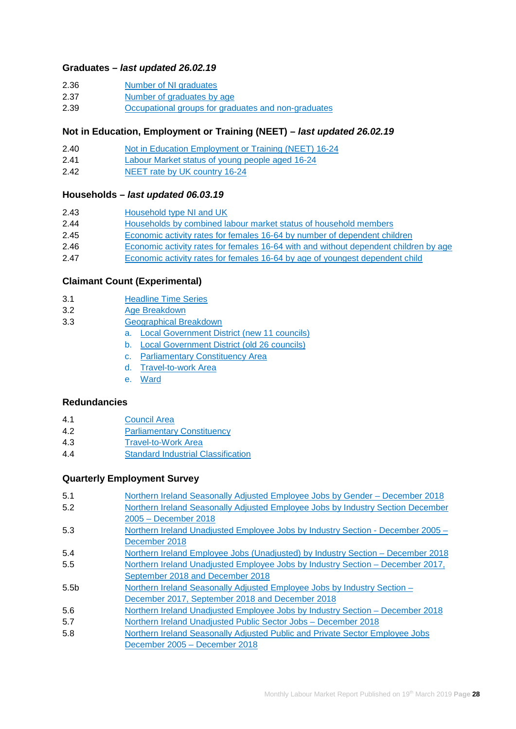### Graduates – *last updated 26.02.19*

2.36 Number of NI graduates
2.37 Number of graduates by age
2.39 Occupational groups for graduates and non-graduates

### Not in Education, Employment or Training (NEET) – *last updated 26.02.19*

2.40 Not in Education Employment or Training (NEET) 16-24
2.41 Labour Market status of young people aged 16-24
2.42 NEET rate by UK country 16-24

### Households – *last updated 06.03.19*

2.43 Household type NI and UK
2.44 Households by combined labour market status of household members
2.45 Economic activity rates for females 16-64 by number of dependent children
2.46 Economic activity rates for females 16-64 with and without dependent children by age
2.47 Economic activity rates for females 16-64 by age of youngest dependent child

### Claimant Count (Experimental)

3.1 Headline Time Series
3.2 Age Breakdown
3.3 Geographical Breakdown
 a. Local Government District (new 11 councils)
 b. Local Government District (old 26 councils)
 c. Parliamentary Constituency Area
 d. Travel-to-work Area
 e. Ward

### Redundancies

4.1 Council Area
4.2 Parliamentary Constituency
4.3 Travel-to-Work Area
4.4 Standard Industrial Classification

### Quarterly Employment Survey

5.1 Northern Ireland Seasonally Adjusted Employee Jobs by Gender – December 2018
5.2 Northern Ireland Seasonally Adjusted Employee Jobs by Industry Section December 2005 – December 2018
5.3 Northern Ireland Unadjusted Employee Jobs by Industry Section - December 2005 – December 2018
5.4 Northern Ireland Employee Jobs (Unadjusted) by Industry Section – December 2018
5.5 Northern Ireland Unadjusted Employee Jobs by Industry Section – December 2017, September 2018 and December 2018
5.5b Northern Ireland Seasonally Adjusted Employee Jobs by Industry Section – December 2017, September 2018 and December 2018
5.6 Northern Ireland Unadjusted Employee Jobs by Industry Section – December 2018
5.7 Northern Ireland Unadjusted Public Sector Jobs – December 2018
5.8 Northern Ireland Seasonally Adjusted Public and Private Sector Employee Jobs December 2005 – December 2018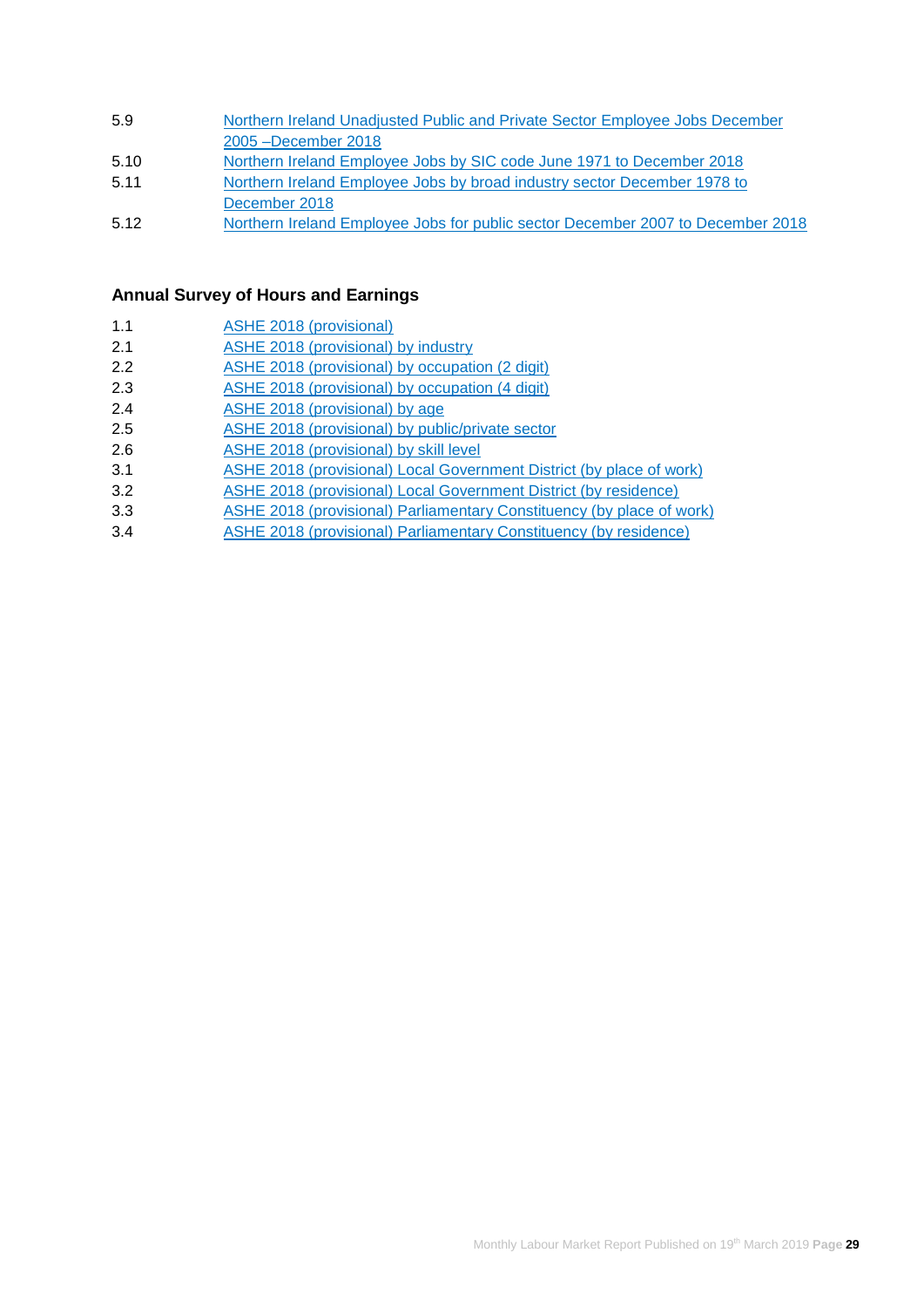| | |
|---|---|
| 5.9 | Northern Ireland Unadjusted Public and Private Sector Employee Jobs December 2005 –December 2018 |
| 5.10 | Northern Ireland Employee Jobs by SIC code June 1971 to December 2018 |
| 5.11 | Northern Ireland Employee Jobs by broad industry sector December 1978 to December 2018 |
| 5.12 | Northern Ireland Employee Jobs for public sector December 2007 to December 2018 |

## Annual Survey of Hours and Earnings

| | |
|---|---|
| 1.1 | ASHE 2018 (provisional) |
| 2.1 | ASHE 2018 (provisional) by industry |
| 2.2 | ASHE 2018 (provisional) by occupation (2 digit) |
| 2.3 | ASHE 2018 (provisional) by occupation (4 digit) |
| 2.4 | ASHE 2018 (provisional) by age |
| 2.5 | ASHE 2018 (provisional) by public/private sector |
| 2.6 | ASHE 2018 (provisional) by skill level |
| 3.1 | ASHE 2018 (provisional) Local Government District (by place of work) |
| 3.2 | ASHE 2018 (provisional) Local Government District (by residence) |
| 3.3 | ASHE 2018 (provisional) Parliamentary Constituency (by place of work) |
| 3.4 | ASHE 2018 (provisional) Parliamentary Constituency (by residence) |